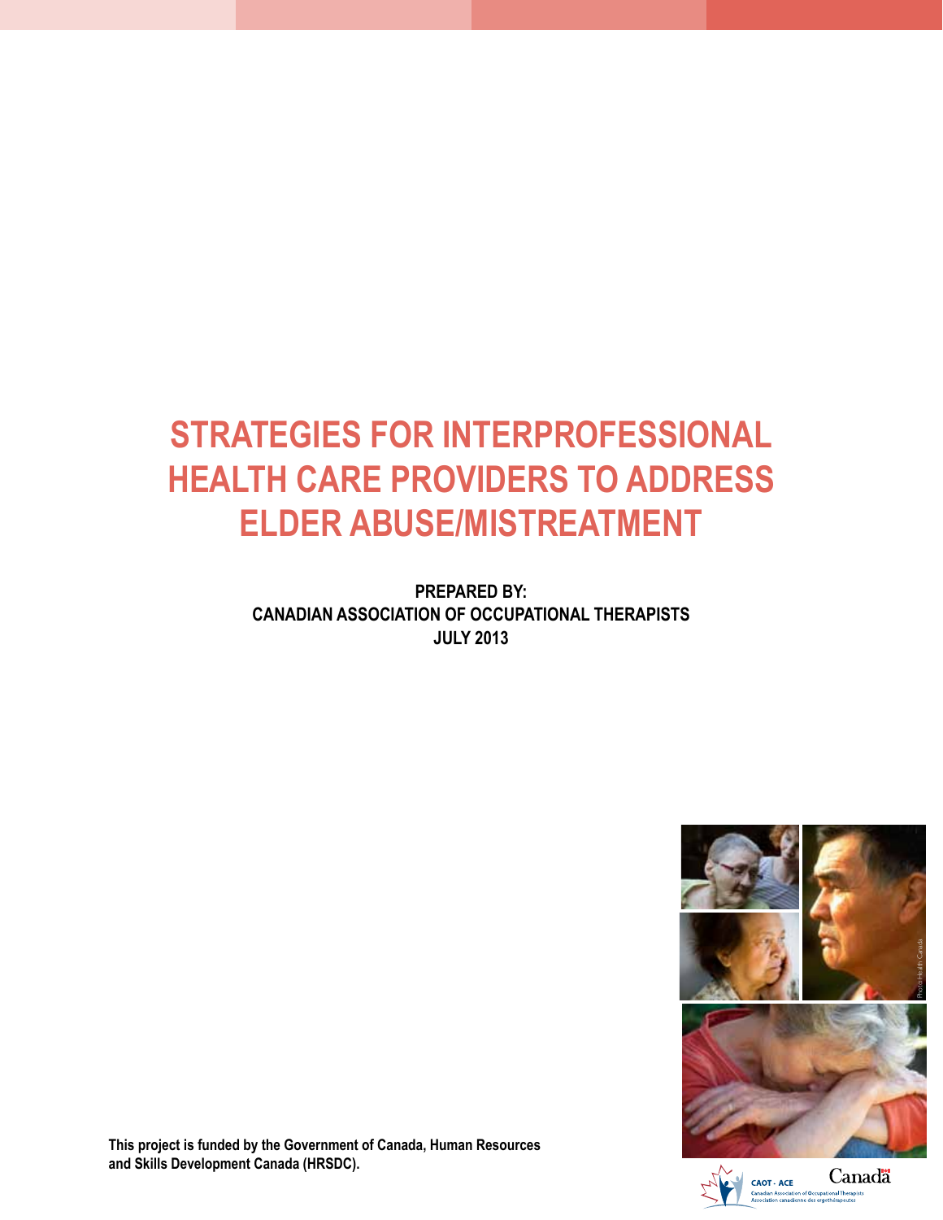# STRATEGIES FOR INTERPROFESSIONAL HEALTH CARE PROVIDERS TO ADDRESS ELDER ABUSE/MISTREATMENT

**PREPARED BY:**
**CANADIAN ASSOCIATION OF OCCUPATIONAL THERAPISTS**
**JULY 2013**

**This project is funded by the Government of Canada, Human Resources and Skills Development Canada (HRSDC).**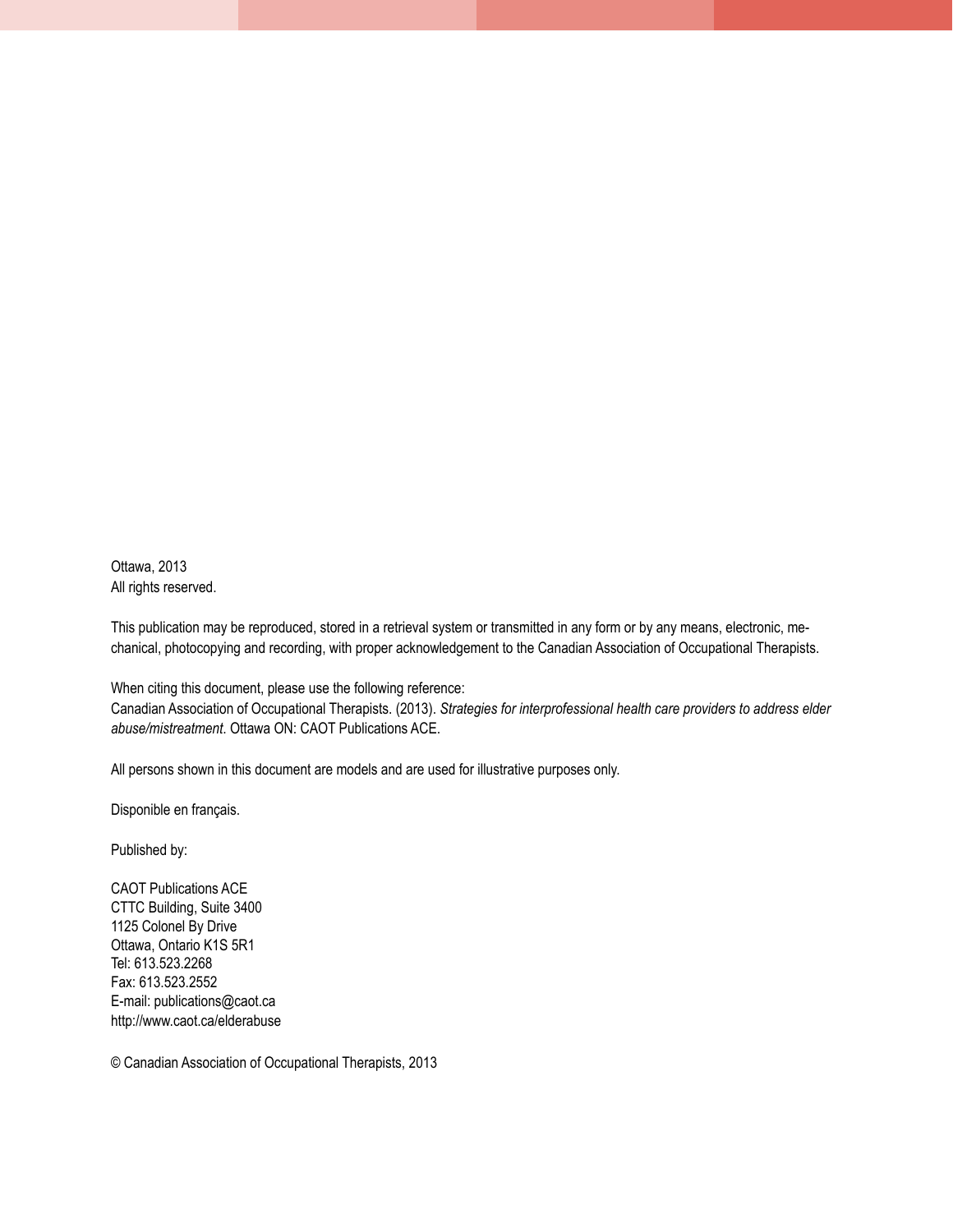Ottawa, 2013
All rights reserved.

This publication may be reproduced, stored in a retrieval system or transmitted in any form or by any means, electronic, mechanical, photocopying and recording, with proper acknowledgement to the Canadian Association of Occupational Therapists.

When citing this document, please use the following reference:
Canadian Association of Occupational Therapists. (2013). *Strategies for interprofessional health care providers to address elder abuse/mistreatment*. Ottawa ON: CAOT Publications ACE.

All persons shown in this document are models and are used for illustrative purposes only.

Disponible en français.

Published by:

CAOT Publications ACE
CTTC Building, Suite 3400
1125 Colonel By Drive
Ottawa, Ontario K1S 5R1
Tel: 613.523.2268
Fax: 613.523.2552
E-mail: publications@caot.ca
http://www.caot.ca/elderabuse

© Canadian Association of Occupational Therapists, 2013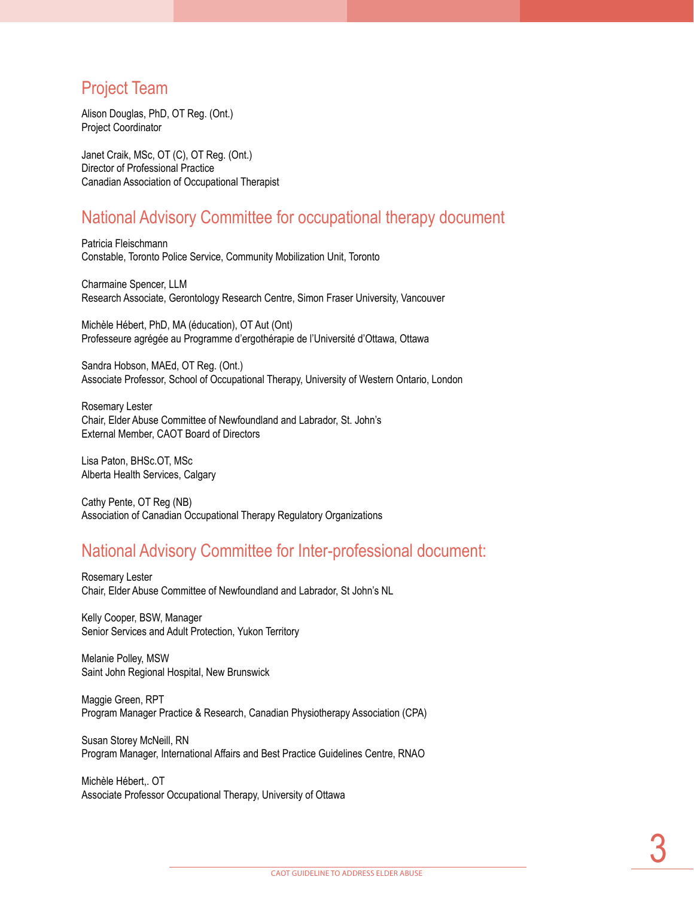## Project Team

Alison Douglas, PhD, OT Reg. (Ont.)
Project Coordinator

Janet Craik, MSc, OT (C), OT Reg. (Ont.)
Director of Professional Practice
Canadian Association of Occupational Therapist

## National Advisory Committee for occupational therapy document

Patricia Fleischmann
Constable, Toronto Police Service, Community Mobilization Unit, Toronto

Charmaine Spencer, LLM
Research Associate, Gerontology Research Centre, Simon Fraser University, Vancouver

Michèle Hébert, PhD, MA (éducation), OT Aut (Ont)
Professeure agrégée au Programme d'ergothérapie de l'Université d'Ottawa, Ottawa

Sandra Hobson, MAEd, OT Reg. (Ont.)
Associate Professor, School of Occupational Therapy, University of Western Ontario, London

Rosemary Lester
Chair, Elder Abuse Committee of Newfoundland and Labrador, St. John's
External Member, CAOT Board of Directors

Lisa Paton, BHSc.OT, MSc
Alberta Health Services, Calgary

Cathy Pente, OT Reg (NB)
Association of Canadian Occupational Therapy Regulatory Organizations

## National Advisory Committee for Inter-professional document:

Rosemary Lester
Chair, Elder Abuse Committee of Newfoundland and Labrador, St John's NL

Kelly Cooper, BSW, Manager
Senior Services and Adult Protection, Yukon Territory

Melanie Polley, MSW
Saint John Regional Hospital, New Brunswick

Maggie Green, RPT
Program Manager Practice & Research, Canadian Physiotherapy Association (CPA)

Susan Storey McNeill, RN
Program Manager, International Affairs and Best Practice Guidelines Centre, RNAO

Michèle Hébert,. OT
Associate Professor Occupational Therapy, University of Ottawa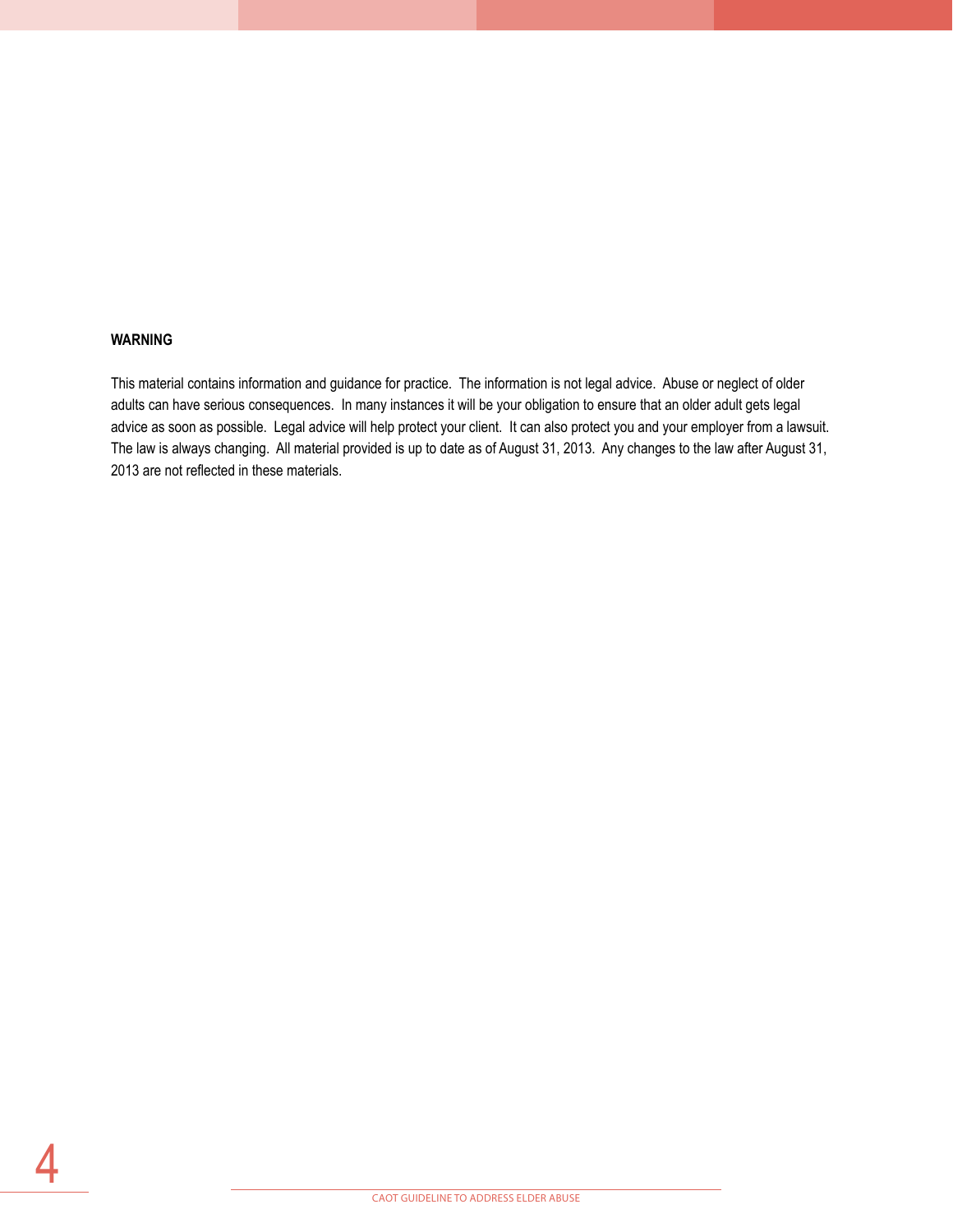**WARNING**

This material contains information and guidance for practice. The information is not legal advice. Abuse or neglect of older adults can have serious consequences. In many instances it will be your obligation to ensure that an older adult gets legal advice as soon as possible. Legal advice will help protect your client. It can also protect you and your employer from a lawsuit. The law is always changing. All material provided is up to date as of August 31, 2013. Any changes to the law after August 31, 2013 are not reflected in these materials.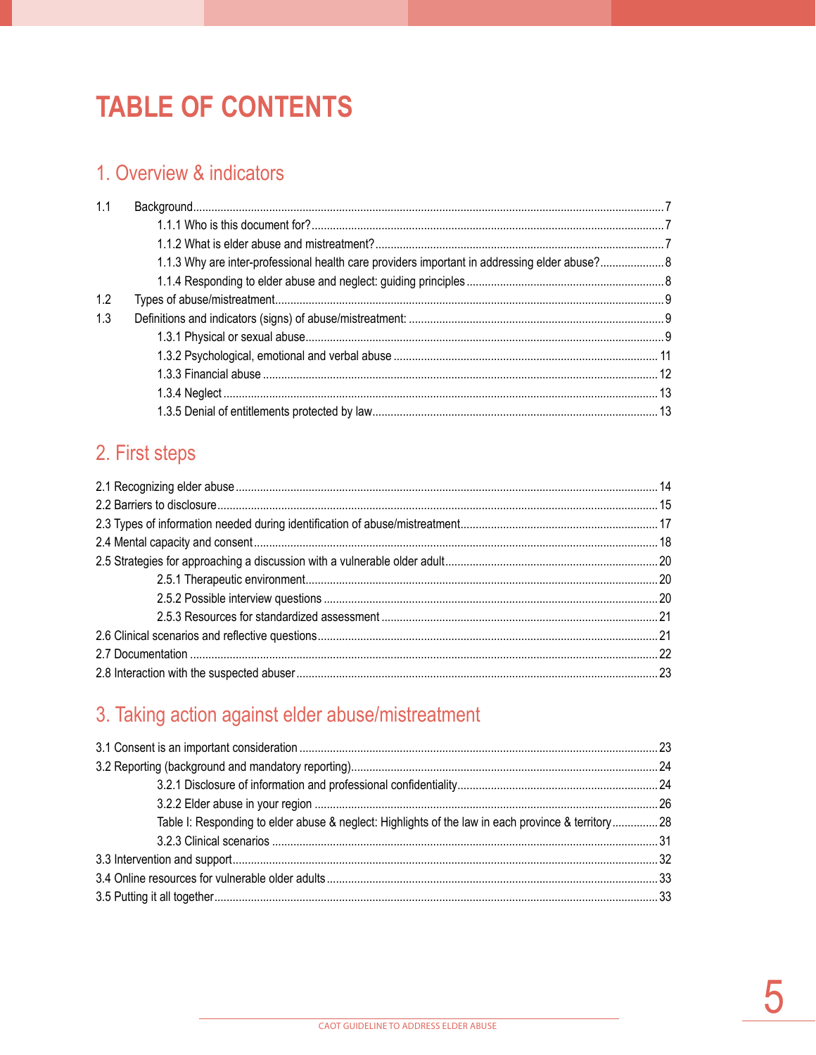# TABLE OF CONTENTS

## 1. Overview & indicators

1.1 Background ... 7
- 1.1.1 Who is this document for? ... 7
- 1.1.2 What is elder abuse and mistreatment? ... 7
- 1.1.3 Why are inter-professional health care providers important in addressing elder abuse? ... 8
- 1.1.4 Responding to elder abuse and neglect: guiding principles ... 8

1.2 Types of abuse/mistreatment ... 9

1.3 Definitions and indicators (signs) of abuse/mistreatment: ... 9
- 1.3.1 Physical or sexual abuse ... 9
- 1.3.2 Psychological, emotional and verbal abuse ... 11
- 1.3.3 Financial abuse ... 12
- 1.3.4 Neglect ... 13
- 1.3.5 Denial of entitlements protected by law ... 13

## 2. First steps

2.1 Recognizing elder abuse ... 14

2.2 Barriers to disclosure ... 15

2.3 Types of information needed during identification of abuse/mistreatment ... 17

2.4 Mental capacity and consent ... 18

2.5 Strategies for approaching a discussion with a vulnerable older adult ... 20
- 2.5.1 Therapeutic environment ... 20
- 2.5.2 Possible interview questions ... 20
- 2.5.3 Resources for standardized assessment ... 21

2.6 Clinical scenarios and reflective questions ... 21

2.7 Documentation ... 22

2.8 Interaction with the suspected abuser ... 23

## 3. Taking action against elder abuse/mistreatment

3.1 Consent is an important consideration ... 23

3.2 Reporting (background and mandatory reporting) ... 24
- 3.2.1 Disclosure of information and professional confidentiality ... 24
- 3.2.2 Elder abuse in your region ... 26
- Table I: Responding to elder abuse & neglect: Highlights of the law in each province & territory ... 28
- 3.2.3 Clinical scenarios ... 31

3.3 Intervention and support ... 32

3.4 Online resources for vulnerable older adults ... 33

3.5 Putting it all together ... 33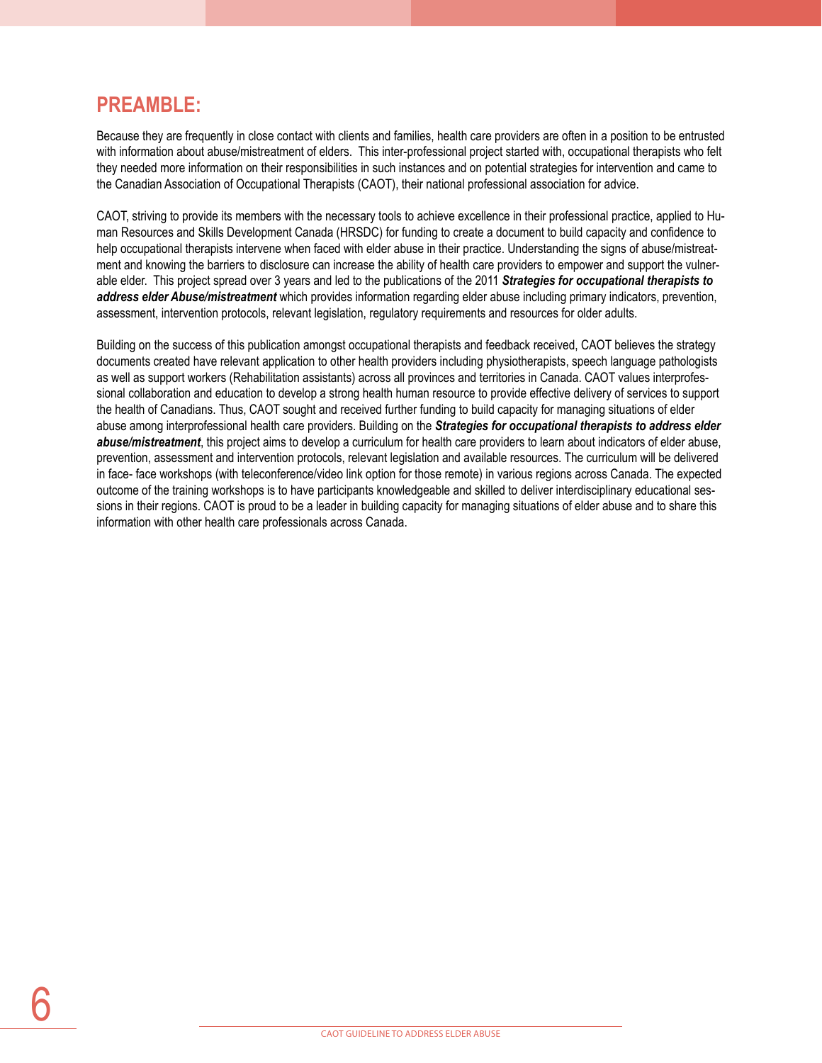## PREAMBLE:

Because they are frequently in close contact with clients and families, health care providers are often in a position to be entrusted with information about abuse/mistreatment of elders. This inter-professional project started with, occupational therapists who felt they needed more information on their responsibilities in such instances and on potential strategies for intervention and came to the Canadian Association of Occupational Therapists (CAOT), their national professional association for advice.

CAOT, striving to provide its members with the necessary tools to achieve excellence in their professional practice, applied to Human Resources and Skills Development Canada (HRSDC) for funding to create a document to build capacity and confidence to help occupational therapists intervene when faced with elder abuse in their practice. Understanding the signs of abuse/mistreatment and knowing the barriers to disclosure can increase the ability of health care providers to empower and support the vulnerable elder. This project spread over 3 years and led to the publications of the 2011 ***Strategies for occupational therapists to address elder Abuse/mistreatment*** which provides information regarding elder abuse including primary indicators, prevention, assessment, intervention protocols, relevant legislation, regulatory requirements and resources for older adults.

Building on the success of this publication amongst occupational therapists and feedback received, CAOT believes the strategy documents created have relevant application to other health providers including physiotherapists, speech language pathologists as well as support workers (Rehabilitation assistants) across all provinces and territories in Canada. CAOT values interprofessional collaboration and education to develop a strong health human resource to provide effective delivery of services to support the health of Canadians. Thus, CAOT sought and received further funding to build capacity for managing situations of elder abuse among interprofessional health care providers. Building on the ***Strategies for occupational therapists to address elder abuse/mistreatment***, this project aims to develop a curriculum for health care providers to learn about indicators of elder abuse, prevention, assessment and intervention protocols, relevant legislation and available resources. The curriculum will be delivered in face- face workshops (with teleconference/video link option for those remote) in various regions across Canada. The expected outcome of the training workshops is to have participants knowledgeable and skilled to deliver interdisciplinary educational sessions in their regions. CAOT is proud to be a leader in building capacity for managing situations of elder abuse and to share this information with other health care professionals across Canada.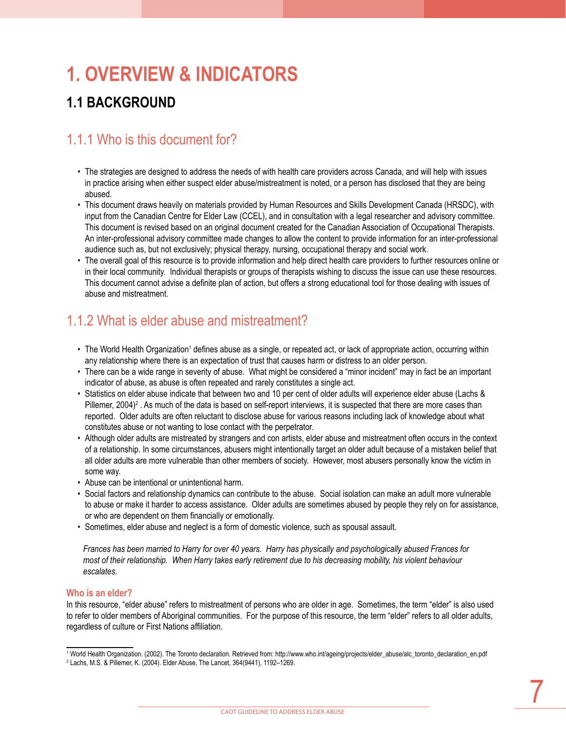# 1. OVERVIEW & INDICATORS

## 1.1 BACKGROUND

### 1.1.1 Who is this document for?

- The strategies are designed to address the needs of with health care providers across Canada, and will help with issues in practice arising when either suspect elder abuse/mistreatment is noted, or a person has disclosed that they are being abused.
- This document draws heavily on materials provided by Human Resources and Skills Development Canada (HRSDC), with input from the Canadian Centre for Elder Law (CCEL), and in consultation with a legal researcher and advisory committee. This document is revised based on an original document created for the Canadian Association of Occupational Therapists. An inter-professional advisory committee made changes to allow the content to provide information for an inter-professional audience such as, but not exclusively; physical therapy, nursing, occupational therapy and social work.
- The overall goal of this resource is to provide information and help direct health care providers to further resources online or in their local community. Individual therapists or groups of therapists wishing to discuss the issue can use these resources. This document cannot advise a definite plan of action, but offers a strong educational tool for those dealing with issues of abuse and mistreatment.

### 1.1.2 What is elder abuse and mistreatment?

- The World Health Organization[1] defines abuse as a single, or repeated act, or lack of appropriate action, occurring within any relationship where there is an expectation of trust that causes harm or distress to an older person.
- There can be a wide range in severity of abuse. What might be considered a "minor incident" may in fact be an important indicator of abuse, as abuse is often repeated and rarely constitutes a single act.
- Statistics on elder abuse indicate that between two and 10 per cent of older adults will experience elder abuse (Lachs & Pillemer, 2004)[2] . As much of the data is based on self-report interviews, it is suspected that there are more cases than reported. Older adults are often reluctant to disclose abuse for various reasons including lack of knowledge about what constitutes abuse or not wanting to lose contact with the perpetrator.
- Although older adults are mistreated by strangers and con artists, elder abuse and mistreatment often occurs in the context of a relationship. In some circumstances, abusers might intentionally target an older adult because of a mistaken belief that all older adults are more vulnerable than other members of society. However, most abusers personally know the victim in some way.
- Abuse can be intentional or unintentional harm.
- Social factors and relationship dynamics can contribute to the abuse. Social isolation can make an adult more vulnerable to abuse or make it harder to access assistance. Older adults are sometimes abused by people they rely on for assistance, or who are dependent on them financially or emotionally.
- Sometimes, elder abuse and neglect is a form of domestic violence, such as spousal assault.

*Frances has been married to Harry for over 40 years. Harry has physically and psychologically abused Frances for most of their relationship. When Harry takes early retirement due to his decreasing mobility, his violent behaviour escalates.*

**Who is an elder?**

In this resource, "elder abuse" refers to mistreatment of persons who are older in age. Sometimes, the term "elder" is also used to refer to older members of Aboriginal communities. For the purpose of this resource, the term "elder" refers to all older adults, regardless of culture or First Nations affiliation.

---

[1] World Health Organization. (2002). The Toronto declaration. Retrieved from: http://www.who.int/ageing/projects/elder_abuse/alc_toronto_declaration_en.pdf

[2] Lachs, M.S. & Pillemer, K. (2004). Elder Abuse, The Lancet, 364(9441), 1192–1269.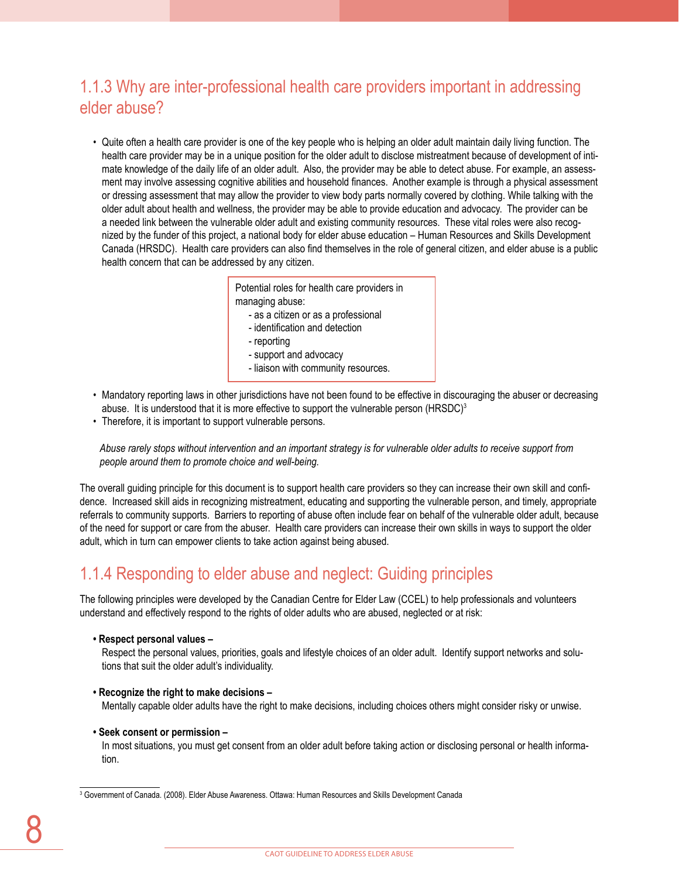## 1.1.3 Why are inter-professional health care providers important in addressing elder abuse?

- Quite often a health care provider is one of the key people who is helping an older adult maintain daily living function. The health care provider may be in a unique position for the older adult to disclose mistreatment because of development of intimate knowledge of the daily life of an older adult. Also, the provider may be able to detect abuse. For example, an assessment may involve assessing cognitive abilities and household finances. Another example is through a physical assessment or dressing assessment that may allow the provider to view body parts normally covered by clothing. While talking with the older adult about health and wellness, the provider may be able to provide education and advocacy. The provider can be a needed link between the vulnerable older adult and existing community resources. These vital roles were also recognized by the funder of this project, a national body for elder abuse education – Human Resources and Skills Development Canada (HRSDC). Health care providers can also find themselves in the role of general citizen, and elder abuse is a public health concern that can be addressed by any citizen.

> Potential roles for health care providers in managing abuse:
> - as a citizen or as a professional
> - identification and detection
> - reporting
> - support and advocacy
> - liaison with community resources.

- Mandatory reporting laws in other jurisdictions have not been found to be effective in discouraging the abuser or decreasing abuse. It is understood that it is more effective to support the vulnerable person (HRSDC)[3]
- Therefore, it is important to support vulnerable persons.

*Abuse rarely stops without intervention and an important strategy is for vulnerable older adults to receive support from people around them to promote choice and well-being.*

The overall guiding principle for this document is to support health care providers so they can increase their own skill and confidence. Increased skill aids in recognizing mistreatment, educating and supporting the vulnerable person, and timely, appropriate referrals to community supports. Barriers to reporting of abuse often include fear on behalf of the vulnerable older adult, because of the need for support or care from the abuser. Health care providers can increase their own skills in ways to support the older adult, which in turn can empower clients to take action against being abused.

## 1.1.4 Responding to elder abuse and neglect: Guiding principles

The following principles were developed by the Canadian Centre for Elder Law (CCEL) to help professionals and volunteers understand and effectively respond to the rights of older adults who are abused, neglected or at risk:

- **Respect personal values –**
  Respect the personal values, priorities, goals and lifestyle choices of an older adult. Identify support networks and solutions that suit the older adult's individuality.

- **Recognize the right to make decisions –**
  Mentally capable older adults have the right to make decisions, including choices others might consider risky or unwise.

- **Seek consent or permission –**
  In most situations, you must get consent from an older adult before taking action or disclosing personal or health information.

---

[3] Government of Canada. (2008). Elder Abuse Awareness. Ottawa: Human Resources and Skills Development Canada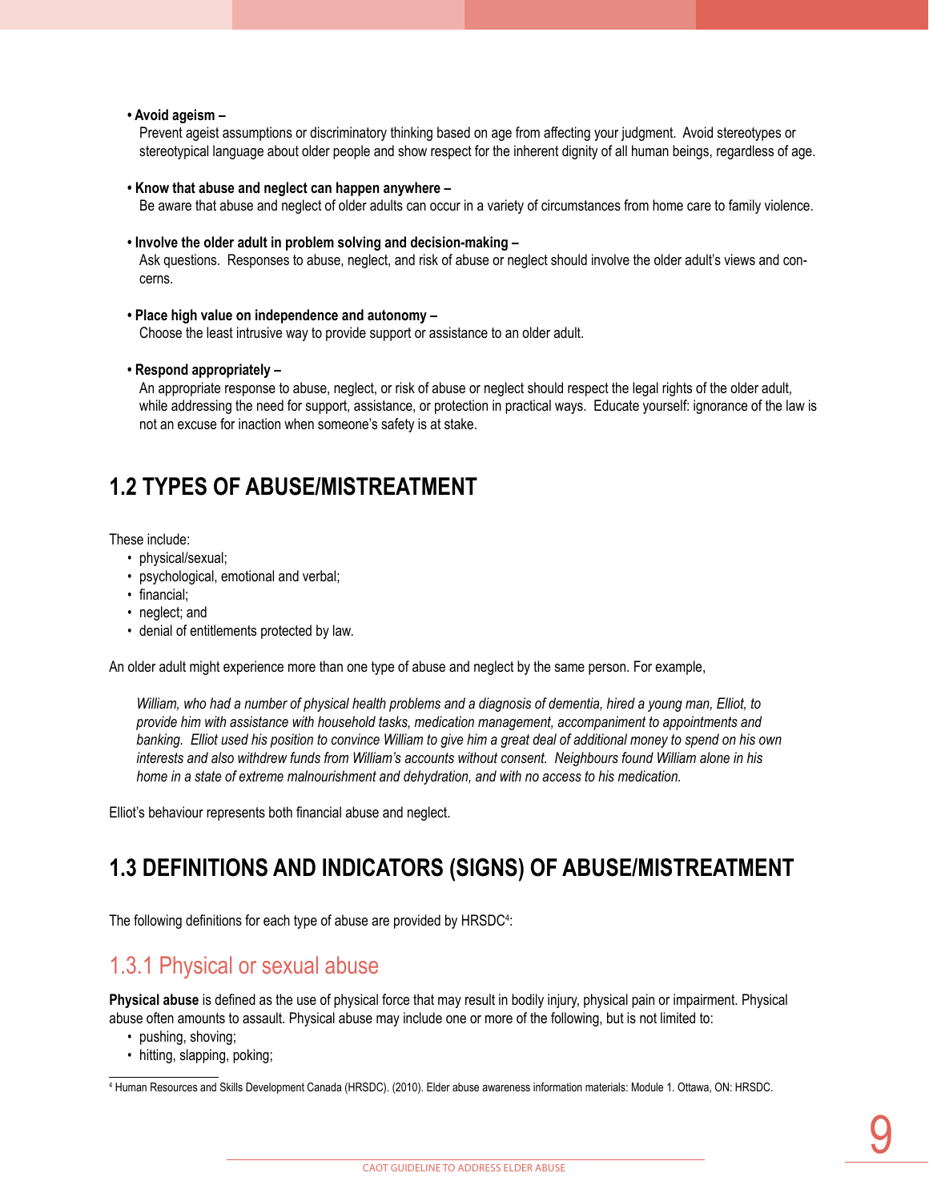- **Avoid ageism –**
  Prevent ageist assumptions or discriminatory thinking based on age from affecting your judgment. Avoid stereotypes or stereotypical language about older people and show respect for the inherent dignity of all human beings, regardless of age.

- **Know that abuse and neglect can happen anywhere –**
  Be aware that abuse and neglect of older adults can occur in a variety of circumstances from home care to family violence.

- **Involve the older adult in problem solving and decision-making –**
  Ask questions. Responses to abuse, neglect, and risk of abuse or neglect should involve the older adult's views and concerns.

- **Place high value on independence and autonomy –**
  Choose the least intrusive way to provide support or assistance to an older adult.

- **Respond appropriately –**
  An appropriate response to abuse, neglect, or risk of abuse or neglect should respect the legal rights of the older adult, while addressing the need for support, assistance, or protection in practical ways. Educate yourself: ignorance of the law is not an excuse for inaction when someone's safety is at stake.

## 1.2 TYPES OF ABUSE/MISTREATMENT

These include:

- physical/sexual;
- psychological, emotional and verbal;
- financial;
- neglect; and
- denial of entitlements protected by law.

An older adult might experience more than one type of abuse and neglect by the same person. For example,

> *William, who had a number of physical health problems and a diagnosis of dementia, hired a young man, Elliot, to provide him with assistance with household tasks, medication management, accompaniment to appointments and banking. Elliot used his position to convince William to give him a great deal of additional money to spend on his own interests and also withdrew funds from William's accounts without consent. Neighbours found William alone in his home in a state of extreme malnourishment and dehydration, and with no access to his medication.*

Elliot's behaviour represents both financial abuse and neglect.

## 1.3 DEFINITIONS AND INDICATORS (SIGNS) OF ABUSE/MISTREATMENT

The following definitions for each type of abuse are provided by HRSDC[4]:

### 1.3.1 Physical or sexual abuse

**Physical abuse** is defined as the use of physical force that may result in bodily injury, physical pain or impairment. Physical abuse often amounts to assault. Physical abuse may include one or more of the following, but is not limited to:

- pushing, shoving;
- hitting, slapping, poking;

[4] Human Resources and Skills Development Canada (HRSDC). (2010). Elder abuse awareness information materials: Module 1. Ottawa, ON: HRSDC.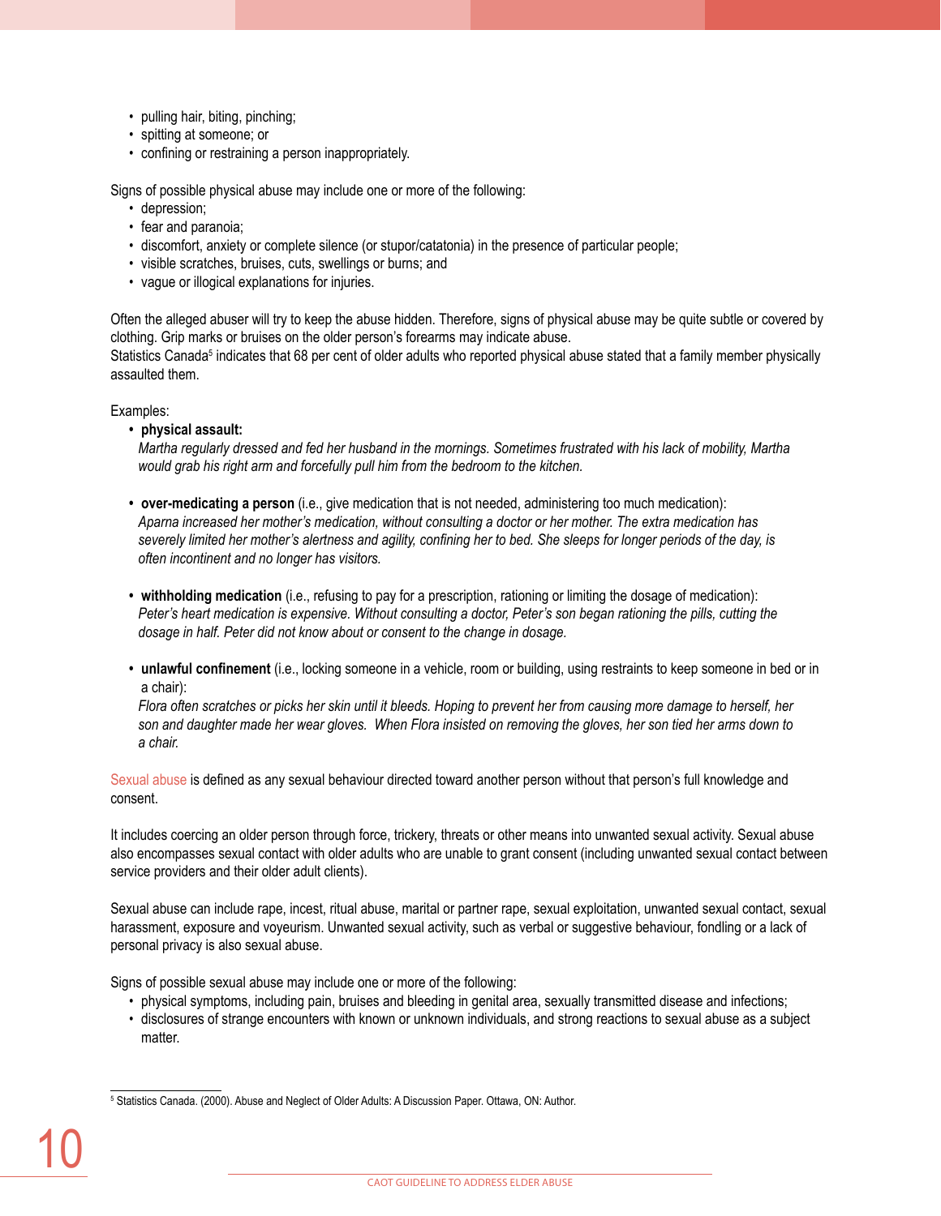- pulling hair, biting, pinching;
- spitting at someone; or
- confining or restraining a person inappropriately.

Signs of possible physical abuse may include one or more of the following:

- depression;
- fear and paranoia;
- discomfort, anxiety or complete silence (or stupor/catatonia) in the presence of particular people;
- visible scratches, bruises, cuts, swellings or burns; and
- vague or illogical explanations for injuries.

Often the alleged abuser will try to keep the abuse hidden. Therefore, signs of physical abuse may be quite subtle or covered by clothing. Grip marks or bruises on the older person's forearms may indicate abuse.
Statistics Canada[5] indicates that 68 per cent of older adults who reported physical abuse stated that a family member physically assaulted them.

Examples:

- **physical assault:**
  *Martha regularly dressed and fed her husband in the mornings. Sometimes frustrated with his lack of mobility, Martha would grab his right arm and forcefully pull him from the bedroom to the kitchen.*

- **over-medicating a person** (i.e., give medication that is not needed, administering too much medication):
  *Aparna increased her mother's medication, without consulting a doctor or her mother. The extra medication has severely limited her mother's alertness and agility, confining her to bed. She sleeps for longer periods of the day, is often incontinent and no longer has visitors.*

- **withholding medication** (i.e., refusing to pay for a prescription, rationing or limiting the dosage of medication):
  *Peter's heart medication is expensive. Without consulting a doctor, Peter's son began rationing the pills, cutting the dosage in half. Peter did not know about or consent to the change in dosage.*

- **unlawful confinement** (i.e., locking someone in a vehicle, room or building, using restraints to keep someone in bed or in a chair):
  *Flora often scratches or picks her skin until it bleeds. Hoping to prevent her from causing more damage to herself, her son and daughter made her wear gloves. When Flora insisted on removing the gloves, her son tied her arms down to a chair.*

Sexual abuse is defined as any sexual behaviour directed toward another person without that person's full knowledge and consent.

It includes coercing an older person through force, trickery, threats or other means into unwanted sexual activity. Sexual abuse also encompasses sexual contact with older adults who are unable to grant consent (including unwanted sexual contact between service providers and their older adult clients).

Sexual abuse can include rape, incest, ritual abuse, marital or partner rape, sexual exploitation, unwanted sexual contact, sexual harassment, exposure and voyeurism. Unwanted sexual activity, such as verbal or suggestive behaviour, fondling or a lack of personal privacy is also sexual abuse.

Signs of possible sexual abuse may include one or more of the following:

- physical symptoms, including pain, bruises and bleeding in genital area, sexually transmitted disease and infections;
- disclosures of strange encounters with known or unknown individuals, and strong reactions to sexual abuse as a subject matter.

---

[5] Statistics Canada. (2000). Abuse and Neglect of Older Adults: A Discussion Paper. Ottawa, ON: Author.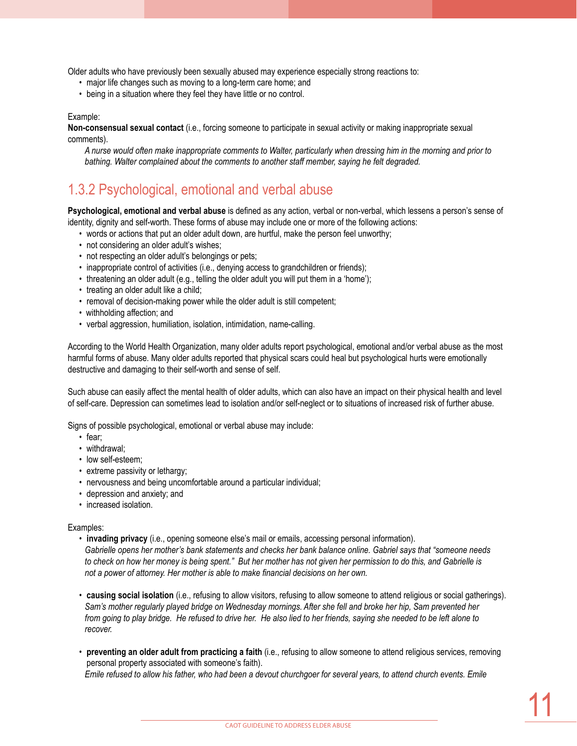Older adults who have previously been sexually abused may experience especially strong reactions to:

- major life changes such as moving to a long-term care home; and
- being in a situation where they feel they have little or no control.

Example:

**Non-consensual sexual contact** (i.e., forcing someone to participate in sexual activity or making inappropriate sexual comments).

*A nurse would often make inappropriate comments to Walter, particularly when dressing him in the morning and prior to bathing. Walter complained about the comments to another staff member, saying he felt degraded.*

## 1.3.2 Psychological, emotional and verbal abuse

**Psychological, emotional and verbal abuse** is defined as any action, verbal or non-verbal, which lessens a person's sense of identity, dignity and self-worth. These forms of abuse may include one or more of the following actions:

- words or actions that put an older adult down, are hurtful, make the person feel unworthy;
- not considering an older adult's wishes;
- not respecting an older adult's belongings or pets;
- inappropriate control of activities (i.e., denying access to grandchildren or friends);
- threatening an older adult (e.g., telling the older adult you will put them in a 'home');
- treating an older adult like a child;
- removal of decision-making power while the older adult is still competent;
- withholding affection; and
- verbal aggression, humiliation, isolation, intimidation, name-calling.

According to the World Health Organization, many older adults report psychological, emotional and/or verbal abuse as the most harmful forms of abuse. Many older adults reported that physical scars could heal but psychological hurts were emotionally destructive and damaging to their self-worth and sense of self.

Such abuse can easily affect the mental health of older adults, which can also have an impact on their physical health and level of self-care. Depression can sometimes lead to isolation and/or self-neglect or to situations of increased risk of further abuse.

Signs of possible psychological, emotional or verbal abuse may include:

- fear;
- withdrawal;
- low self-esteem;
- extreme passivity or lethargy;
- nervousness and being uncomfortable around a particular individual;
- depression and anxiety; and
- increased isolation.

Examples:

- **invading privacy** (i.e., opening someone else's mail or emails, accessing personal information).
  *Gabrielle opens her mother's bank statements and checks her bank balance online. Gabriel says that "someone needs to check on how her money is being spent." But her mother has not given her permission to do this, and Gabrielle is not a power of attorney. Her mother is able to make financial decisions on her own.*

- **causing social isolation** (i.e., refusing to allow visitors, refusing to allow someone to attend religious or social gatherings).
  *Sam's mother regularly played bridge on Wednesday mornings. After she fell and broke her hip, Sam prevented her from going to play bridge. He refused to drive her. He also lied to her friends, saying she needed to be left alone to recover.*

- **preventing an older adult from practicing a faith** (i.e., refusing to allow someone to attend religious services, removing personal property associated with someone's faith).
  *Emile refused to allow his father, who had been a devout churchgoer for several years, to attend church events. Emile*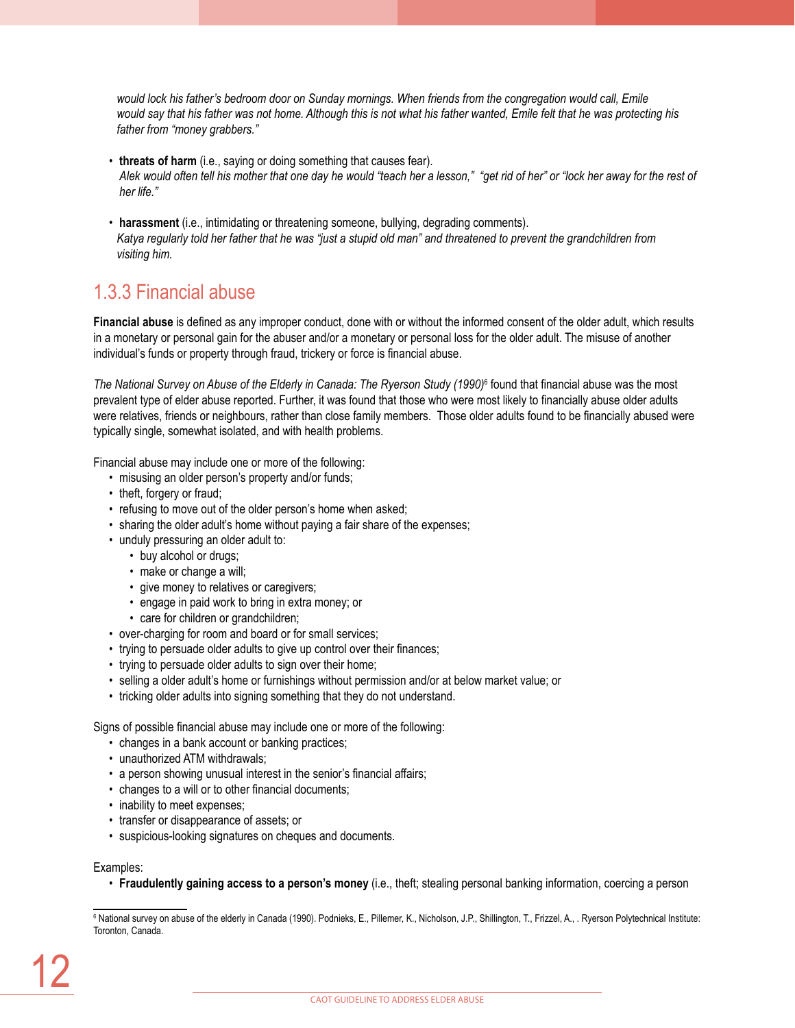*would lock his father's bedroom door on Sunday mornings. When friends from the congregation would call, Emile would say that his father was not home. Although this is not what his father wanted, Emile felt that he was protecting his father from "money grabbers."*

- **threats of harm** (i.e., saying or doing something that causes fear).
  *Alek would often tell his mother that one day he would "teach her a lesson," "get rid of her" or "lock her away for the rest of her life."*

- **harassment** (i.e., intimidating or threatening someone, bullying, degrading comments).
  *Katya regularly told her father that he was "just a stupid old man" and threatened to prevent the grandchildren from visiting him.*

### 1.3.3 Financial abuse

**Financial abuse** is defined as any improper conduct, done with or without the informed consent of the older adult, which results in a monetary or personal gain for the abuser and/or a monetary or personal loss for the older adult. The misuse of another individual's funds or property through fraud, trickery or force is financial abuse.

*The National Survey on Abuse of the Elderly in Canada: The Ryerson Study (1990)*[6] found that financial abuse was the most prevalent type of elder abuse reported. Further, it was found that those who were most likely to financially abuse older adults were relatives, friends or neighbours, rather than close family members. Those older adults found to be financially abused were typically single, somewhat isolated, and with health problems.

Financial abuse may include one or more of the following:

- misusing an older person's property and/or funds;
- theft, forgery or fraud;
- refusing to move out of the older person's home when asked;
- sharing the older adult's home without paying a fair share of the expenses;
- unduly pressuring an older adult to:
  - buy alcohol or drugs;
  - make or change a will;
  - give money to relatives or caregivers;
  - engage in paid work to bring in extra money; or
  - care for children or grandchildren;
- over-charging for room and board or for small services;
- trying to persuade older adults to give up control over their finances;
- trying to persuade older adults to sign over their home;
- selling a older adult's home or furnishings without permission and/or at below market value; or
- tricking older adults into signing something that they do not understand.

Signs of possible financial abuse may include one or more of the following:

- changes in a bank account or banking practices;
- unauthorized ATM withdrawals;
- a person showing unusual interest in the senior's financial affairs;
- changes to a will or to other financial documents;
- inability to meet expenses;
- transfer or disappearance of assets; or
- suspicious-looking signatures on cheques and documents.

Examples:

- **Fraudulently gaining access to a person's money** (i.e., theft; stealing personal banking information, coercing a person

[6] National survey on abuse of the elderly in Canada (1990). Podnieks, E., Pillemer, K., Nicholson, J.P., Shillington, T., Frizzel, A., . Ryerson Polytechnical Institute: Toronto, Canada.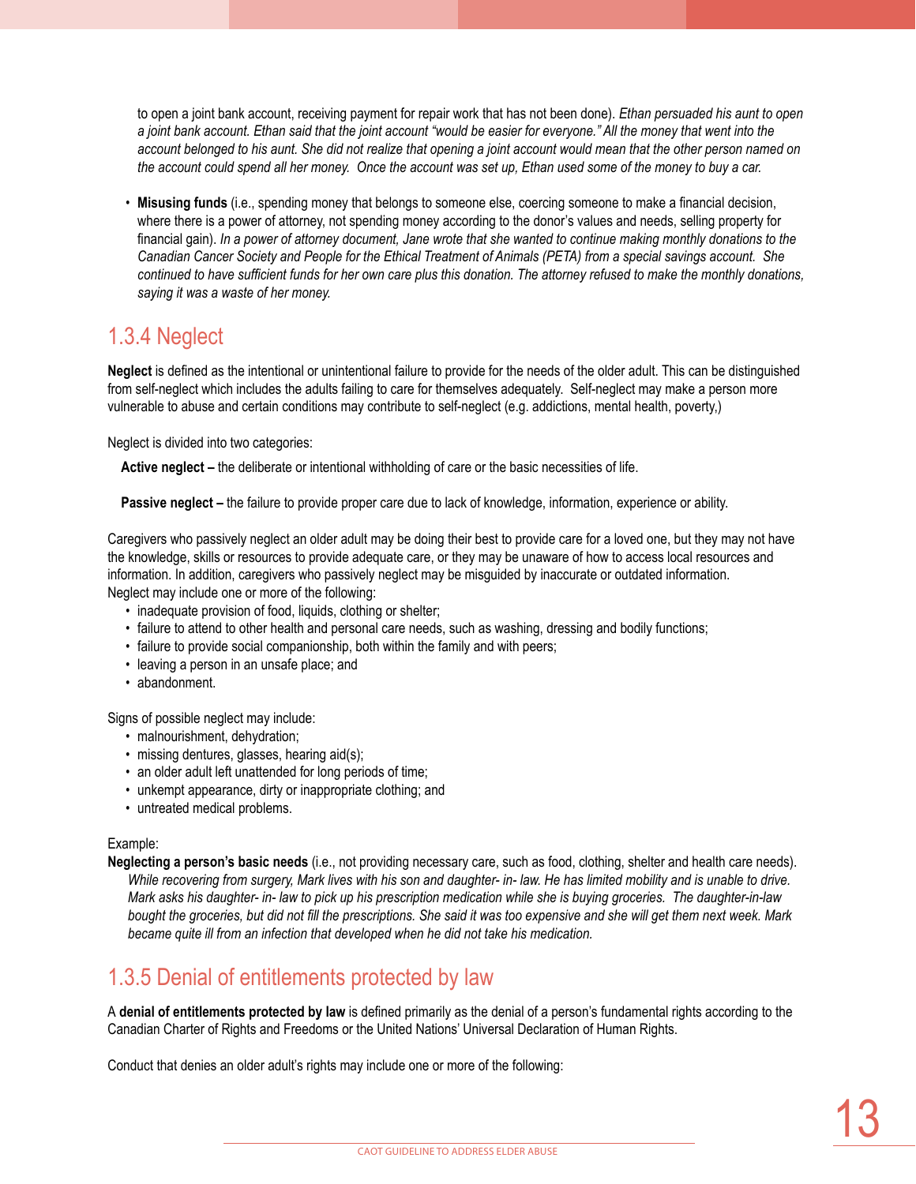to open a joint bank account, receiving payment for repair work that has not been done). *Ethan persuaded his aunt to open a joint bank account. Ethan said that the joint account "would be easier for everyone." All the money that went into the account belonged to his aunt. She did not realize that opening a joint account would mean that the other person named on the account could spend all her money. Once the account was set up, Ethan used some of the money to buy a car.*

- **Misusing funds** (i.e., spending money that belongs to someone else, coercing someone to make a financial decision, where there is a power of attorney, not spending money according to the donor's values and needs, selling property for financial gain). *In a power of attorney document, Jane wrote that she wanted to continue making monthly donations to the Canadian Cancer Society and People for the Ethical Treatment of Animals (PETA) from a special savings account. She continued to have sufficient funds for her own care plus this donation. The attorney refused to make the monthly donations, saying it was a waste of her money.*

## 1.3.4 Neglect

**Neglect** is defined as the intentional or unintentional failure to provide for the needs of the older adult. This can be distinguished from self-neglect which includes the adults failing to care for themselves adequately. Self-neglect may make a person more vulnerable to abuse and certain conditions may contribute to self-neglect (e.g. addictions, mental health, poverty,)

Neglect is divided into two categories:

**Active neglect –** the deliberate or intentional withholding of care or the basic necessities of life.

**Passive neglect –** the failure to provide proper care due to lack of knowledge, information, experience or ability.

Caregivers who passively neglect an older adult may be doing their best to provide care for a loved one, but they may not have the knowledge, skills or resources to provide adequate care, or they may be unaware of how to access local resources and information. In addition, caregivers who passively neglect may be misguided by inaccurate or outdated information.
Neglect may include one or more of the following:

- inadequate provision of food, liquids, clothing or shelter;
- failure to attend to other health and personal care needs, such as washing, dressing and bodily functions;
- failure to provide social companionship, both within the family and with peers;
- leaving a person in an unsafe place; and
- abandonment.

Signs of possible neglect may include:

- malnourishment, dehydration;
- missing dentures, glasses, hearing aid(s);
- an older adult left unattended for long periods of time;
- unkempt appearance, dirty or inappropriate clothing; and
- untreated medical problems.

Example:

**Neglecting a person's basic needs** (i.e., not providing necessary care, such as food, clothing, shelter and health care needs). *While recovering from surgery, Mark lives with his son and daughter- in- law. He has limited mobility and is unable to drive. Mark asks his daughter- in- law to pick up his prescription medication while she is buying groceries. The daughter-in-law bought the groceries, but did not fill the prescriptions. She said it was too expensive and she will get them next week. Mark became quite ill from an infection that developed when he did not take his medication.*

## 1.3.5 Denial of entitlements protected by law

A **denial of entitlements protected by law** is defined primarily as the denial of a person's fundamental rights according to the Canadian Charter of Rights and Freedoms or the United Nations' Universal Declaration of Human Rights.

Conduct that denies an older adult's rights may include one or more of the following: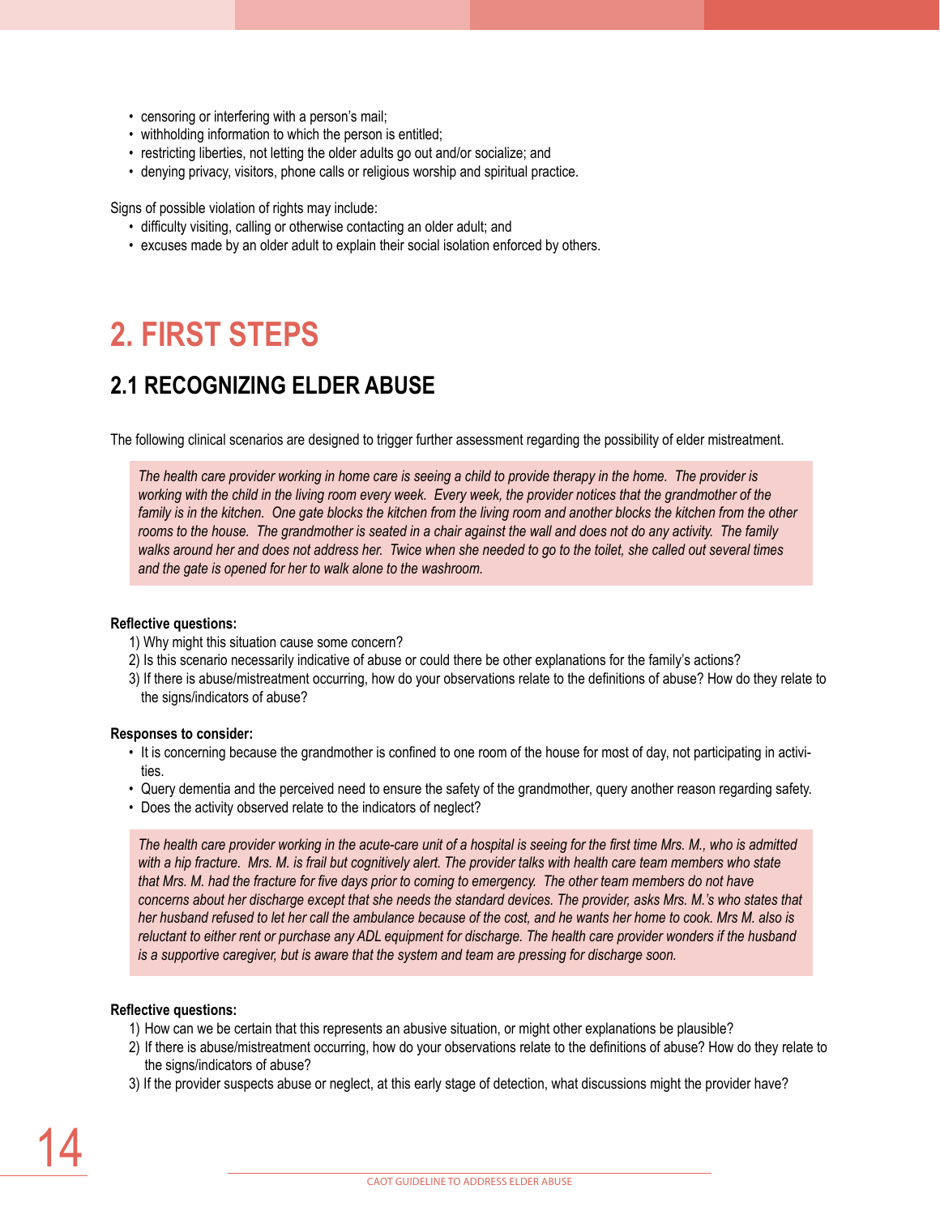- censoring or interfering with a person's mail;
- withholding information to which the person is entitled;
- restricting liberties, not letting the older adults go out and/or socialize; and
- denying privacy, visitors, phone calls or religious worship and spiritual practice.

Signs of possible violation of rights may include:

- difficulty visiting, calling or otherwise contacting an older adult; and
- excuses made by an older adult to explain their social isolation enforced by others.

# 2. FIRST STEPS

## 2.1 RECOGNIZING ELDER ABUSE

The following clinical scenarios are designed to trigger further assessment regarding the possibility of elder mistreatment.

> *The health care provider working in home care is seeing a child to provide therapy in the home. The provider is working with the child in the living room every week. Every week, the provider notices that the grandmother of the family is in the kitchen. One gate blocks the kitchen from the living room and another blocks the kitchen from the other rooms to the house. The grandmother is seated in a chair against the wall and does not do any activity. The family walks around her and does not address her. Twice when she needed to go to the toilet, she called out several times and the gate is opened for her to walk alone to the washroom.*

**Reflective questions:**

1) Why might this situation cause some concern?
2) Is this scenario necessarily indicative of abuse or could there be other explanations for the family's actions?
3) If there is abuse/mistreatment occurring, how do your observations relate to the definitions of abuse? How do they relate to the signs/indicators of abuse?

**Responses to consider:**

- It is concerning because the grandmother is confined to one room of the house for most of day, not participating in activities.
- Query dementia and the perceived need to ensure the safety of the grandmother, query another reason regarding safety.
- Does the activity observed relate to the indicators of neglect?

> *The health care provider working in the acute-care unit of a hospital is seeing for the first time Mrs. M., who is admitted with a hip fracture. Mrs. M. is frail but cognitively alert. The provider talks with health care team members who state that Mrs. M. had the fracture for five days prior to coming to emergency. The other team members do not have concerns about her discharge except that she needs the standard devices. The provider, asks Mrs. M.'s who states that her husband refused to let her call the ambulance because of the cost, and he wants her home to cook. Mrs M. also is reluctant to either rent or purchase any ADL equipment for discharge. The health care provider wonders if the husband is a supportive caregiver, but is aware that the system and team are pressing for discharge soon.*

**Reflective questions:**

1) How can we be certain that this represents an abusive situation, or might other explanations be plausible?
2) If there is abuse/mistreatment occurring, how do your observations relate to the definitions of abuse? How do they relate to the signs/indicators of abuse?
3) If the provider suspects abuse or neglect, at this early stage of detection, what discussions might the provider have?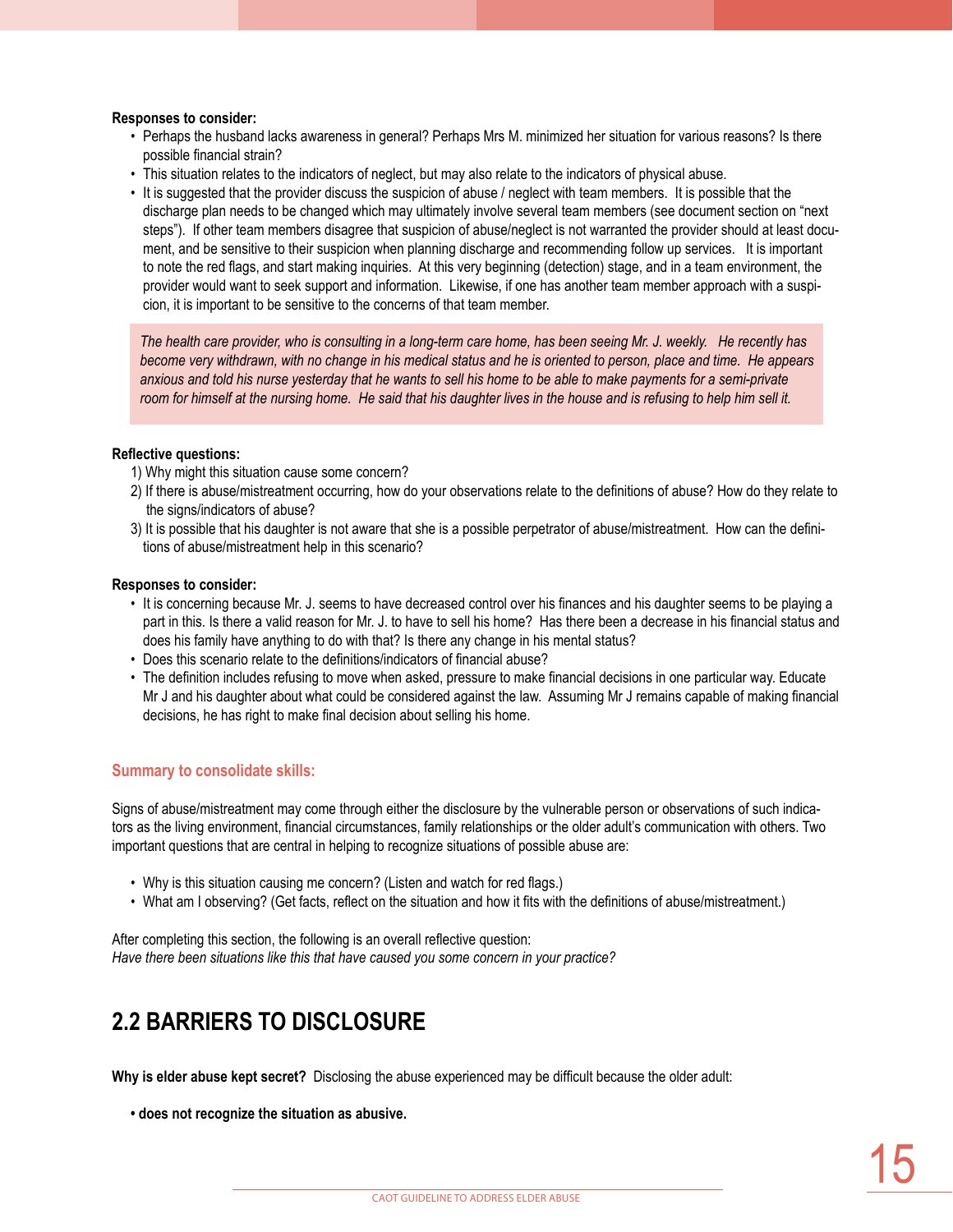**Responses to consider:**

- Perhaps the husband lacks awareness in general? Perhaps Mrs M. minimized her situation for various reasons? Is there possible financial strain?
- This situation relates to the indicators of neglect, but may also relate to the indicators of physical abuse.
- It is suggested that the provider discuss the suspicion of abuse / neglect with team members. It is possible that the discharge plan needs to be changed which may ultimately involve several team members (see document section on "next steps"). If other team members disagree that suspicion of abuse/neglect is not warranted the provider should at least document, and be sensitive to their suspicion when planning discharge and recommending follow up services. It is important to note the red flags, and start making inquiries. At this very beginning (detection) stage, and in a team environment, the provider would want to seek support and information. Likewise, if one has another team member approach with a suspicion, it is important to be sensitive to the concerns of that team member.

*The health care provider, who is consulting in a long-term care home, has been seeing Mr. J. weekly. He recently has become very withdrawn, with no change in his medical status and he is oriented to person, place and time. He appears anxious and told his nurse yesterday that he wants to sell his home to be able to make payments for a semi-private room for himself at the nursing home. He said that his daughter lives in the house and is refusing to help him sell it.*

**Reflective questions:**

1) Why might this situation cause some concern?
2) If there is abuse/mistreatment occurring, how do your observations relate to the definitions of abuse? How do they relate to the signs/indicators of abuse?
3) It is possible that his daughter is not aware that she is a possible perpetrator of abuse/mistreatment. How can the definitions of abuse/mistreatment help in this scenario?

**Responses to consider:**

- It is concerning because Mr. J. seems to have decreased control over his finances and his daughter seems to be playing a part in this. Is there a valid reason for Mr. J. to have to sell his home? Has there been a decrease in his financial status and does his family have anything to do with that? Is there any change in his mental status?
- Does this scenario relate to the definitions/indicators of financial abuse?
- The definition includes refusing to move when asked, pressure to make financial decisions in one particular way. Educate Mr J and his daughter about what could be considered against the law. Assuming Mr J remains capable of making financial decisions, he has right to make final decision about selling his home.

### Summary to consolidate skills:

Signs of abuse/mistreatment may come through either the disclosure by the vulnerable person or observations of such indicators as the living environment, financial circumstances, family relationships or the older adult's communication with others. Two important questions that are central in helping to recognize situations of possible abuse are:

- Why is this situation causing me concern? (Listen and watch for red flags.)
- What am I observing? (Get facts, reflect on the situation and how it fits with the definitions of abuse/mistreatment.)

After completing this section, the following is an overall reflective question:
*Have there been situations like this that have caused you some concern in your practice?*

## 2.2 BARRIERS TO DISCLOSURE

**Why is elder abuse kept secret?** Disclosing the abuse experienced may be difficult because the older adult:

- **does not recognize the situation as abusive.**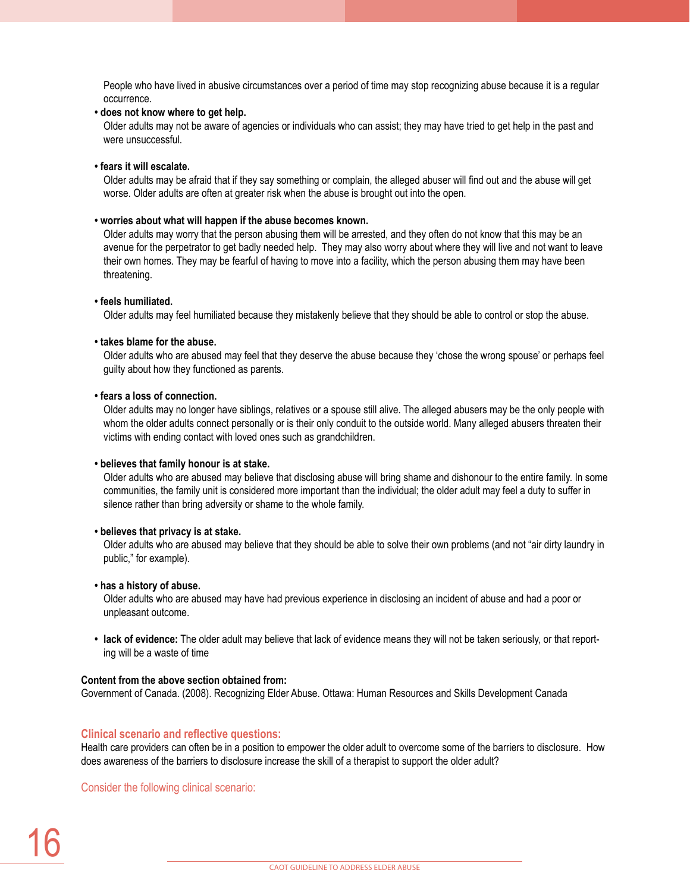People who have lived in abusive circumstances over a period of time may stop recognizing abuse because it is a regular occurrence.

- **does not know where to get help.**
  Older adults may not be aware of agencies or individuals who can assist; they may have tried to get help in the past and were unsuccessful.

- **fears it will escalate.**
  Older adults may be afraid that if they say something or complain, the alleged abuser will find out and the abuse will get worse. Older adults are often at greater risk when the abuse is brought out into the open.

- **worries about what will happen if the abuse becomes known.**
  Older adults may worry that the person abusing them will be arrested, and they often do not know that this may be an avenue for the perpetrator to get badly needed help. They may also worry about where they will live and not want to leave their own homes. They may be fearful of having to move into a facility, which the person abusing them may have been threatening.

- **feels humiliated.**
  Older adults may feel humiliated because they mistakenly believe that they should be able to control or stop the abuse.

- **takes blame for the abuse.**
  Older adults who are abused may feel that they deserve the abuse because they 'chose the wrong spouse' or perhaps feel guilty about how they functioned as parents.

- **fears a loss of connection.**
  Older adults may no longer have siblings, relatives or a spouse still alive. The alleged abusers may be the only people with whom the older adults connect personally or is their only conduit to the outside world. Many alleged abusers threaten their victims with ending contact with loved ones such as grandchildren.

- **believes that family honour is at stake.**
  Older adults who are abused may believe that disclosing abuse will bring shame and dishonour to the entire family. In some communities, the family unit is considered more important than the individual; the older adult may feel a duty to suffer in silence rather than bring adversity or shame to the whole family.

- **believes that privacy is at stake.**
  Older adults who are abused may believe that they should be able to solve their own problems (and not "air dirty laundry in public," for example).

- **has a history of abuse.**
  Older adults who are abused may have had previous experience in disclosing an incident of abuse and had a poor or unpleasant outcome.

- **lack of evidence:** The older adult may believe that lack of evidence means they will not be taken seriously, or that reporting will be a waste of time

**Content from the above section obtained from:**
Government of Canada. (2008). Recognizing Elder Abuse. Ottawa: Human Resources and Skills Development Canada

### Clinical scenario and reflective questions:

Health care providers can often be in a position to empower the older adult to overcome some of the barriers to disclosure. How does awareness of the barriers to disclosure increase the skill of a therapist to support the older adult?

Consider the following clinical scenario: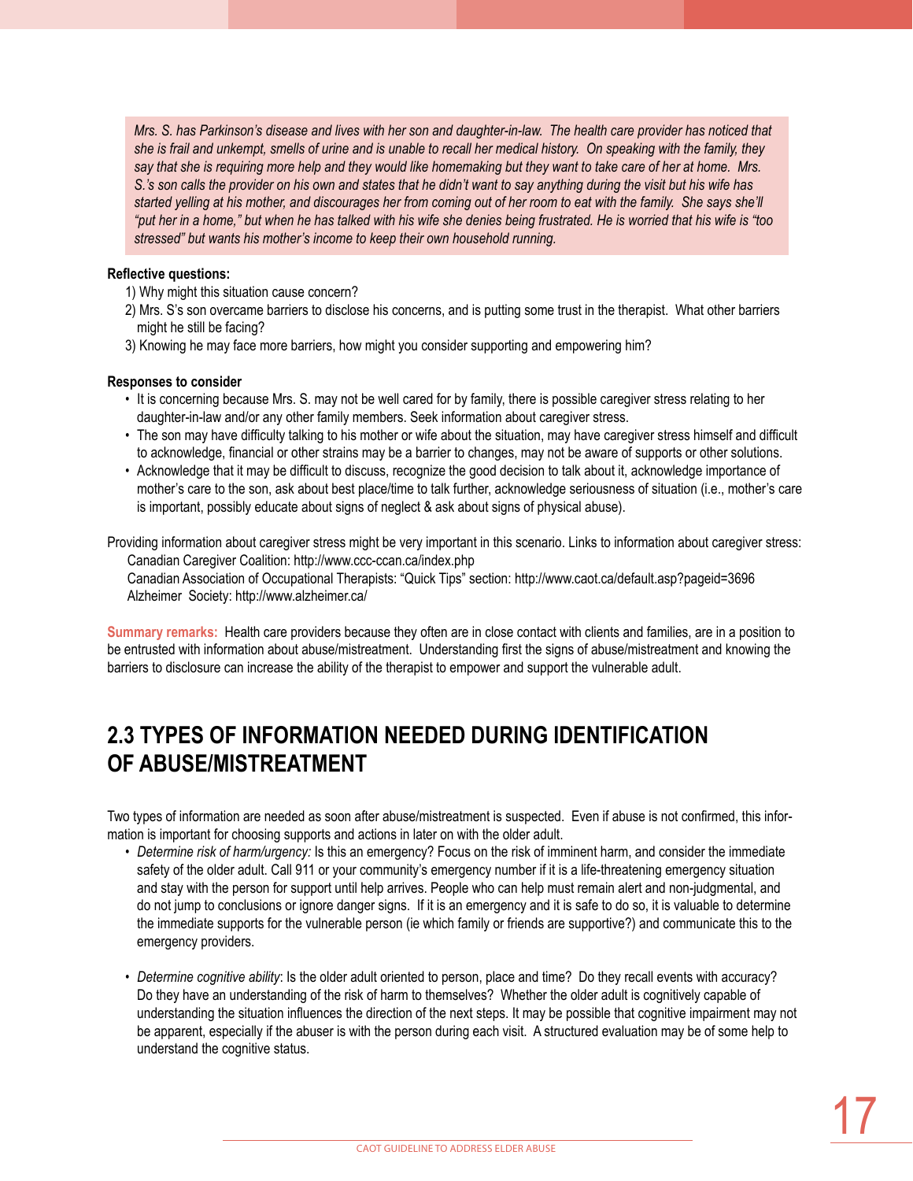*Mrs. S. has Parkinson's disease and lives with her son and daughter-in-law. The health care provider has noticed that she is frail and unkempt, smells of urine and is unable to recall her medical history. On speaking with the family, they say that she is requiring more help and they would like homemaking but they want to take care of her at home. Mrs. S.'s son calls the provider on his own and states that he didn't want to say anything during the visit but his wife has started yelling at his mother, and discourages her from coming out of her room to eat with the family. She says she'll "put her in a home," but when he has talked with his wife she denies being frustrated. He is worried that his wife is "too stressed" but wants his mother's income to keep their own household running.*

**Reflective questions:**

1) Why might this situation cause concern?
2) Mrs. S's son overcame barriers to disclose his concerns, and is putting some trust in the therapist. What other barriers might he still be facing?
3) Knowing he may face more barriers, how might you consider supporting and empowering him?

**Responses to consider**

- It is concerning because Mrs. S. may not be well cared for by family, there is possible caregiver stress relating to her daughter-in-law and/or any other family members. Seek information about caregiver stress.
- The son may have difficulty talking to his mother or wife about the situation, may have caregiver stress himself and difficult to acknowledge, financial or other strains may be a barrier to changes, may not be aware of supports or other solutions.
- Acknowledge that it may be difficult to discuss, recognize the good decision to talk about it, acknowledge importance of mother's care to the son, ask about best place/time to talk further, acknowledge seriousness of situation (i.e., mother's care is important, possibly educate about signs of neglect & ask about signs of physical abuse).

Providing information about caregiver stress might be very important in this scenario. Links to information about caregiver stress:
Canadian Caregiver Coalition: http://www.ccc-ccan.ca/index.php
Canadian Association of Occupational Therapists: "Quick Tips" section: http://www.caot.ca/default.asp?pageid=3696
Alzheimer Society: http://www.alzheimer.ca/

**Summary remarks:** Health care providers because they often are in close contact with clients and families, are in a position to be entrusted with information about abuse/mistreatment. Understanding first the signs of abuse/mistreatment and knowing the barriers to disclosure can increase the ability of the therapist to empower and support the vulnerable adult.

## 2.3 TYPES OF INFORMATION NEEDED DURING IDENTIFICATION OF ABUSE/MISTREATMENT

Two types of information are needed as soon after abuse/mistreatment is suspected. Even if abuse is not confirmed, this information is important for choosing supports and actions in later on with the older adult.

- *Determine risk of harm/urgency:* Is this an emergency? Focus on the risk of imminent harm, and consider the immediate safety of the older adult. Call 911 or your community's emergency number if it is a life-threatening emergency situation and stay with the person for support until help arrives. People who can help must remain alert and non-judgmental, and do not jump to conclusions or ignore danger signs. If it is an emergency and it is safe to do so, it is valuable to determine the immediate supports for the vulnerable person (ie which family or friends are supportive?) and communicate this to the emergency providers.

- *Determine cognitive ability*: Is the older adult oriented to person, place and time? Do they recall events with accuracy? Do they have an understanding of the risk of harm to themselves? Whether the older adult is cognitively capable of understanding the situation influences the direction of the next steps. It may be possible that cognitive impairment may not be apparent, especially if the abuser is with the person during each visit. A structured evaluation may be of some help to understand the cognitive status.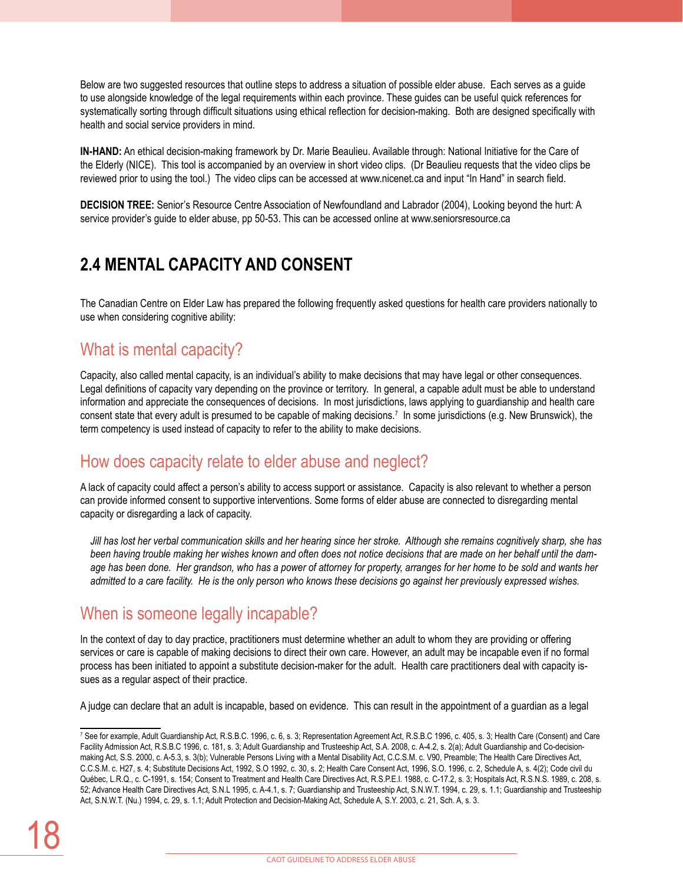Below are two suggested resources that outline steps to address a situation of possible elder abuse. Each serves as a guide to use alongside knowledge of the legal requirements within each province. These guides can be useful quick references for systematically sorting through difficult situations using ethical reflection for decision-making. Both are designed specifically with health and social service providers in mind.

**IN-HAND:** An ethical decision-making framework by Dr. Marie Beaulieu. Available through: National Initiative for the Care of the Elderly (NICE). This tool is accompanied by an overview in short video clips. (Dr Beaulieu requests that the video clips be reviewed prior to using the tool.) The video clips can be accessed at www.nicenet.ca and input "In Hand" in search field.

**DECISION TREE:** Senior's Resource Centre Association of Newfoundland and Labrador (2004), Looking beyond the hurt: A service provider's guide to elder abuse, pp 50-53. This can be accessed online at www.seniorsresource.ca

## 2.4 MENTAL CAPACITY AND CONSENT

The Canadian Centre on Elder Law has prepared the following frequently asked questions for health care providers nationally to use when considering cognitive ability:

### What is mental capacity?

Capacity, also called mental capacity, is an individual's ability to make decisions that may have legal or other consequences. Legal definitions of capacity vary depending on the province or territory. In general, a capable adult must be able to understand information and appreciate the consequences of decisions. In most jurisdictions, laws applying to guardianship and health care consent state that every adult is presumed to be capable of making decisions.[7] In some jurisdictions (e.g. New Brunswick), the term competency is used instead of capacity to refer to the ability to make decisions.

### How does capacity relate to elder abuse and neglect?

A lack of capacity could affect a person's ability to access support or assistance. Capacity is also relevant to whether a person can provide informed consent to supportive interventions. Some forms of elder abuse are connected to disregarding mental capacity or disregarding a lack of capacity.

*Jill has lost her verbal communication skills and her hearing since her stroke. Although she remains cognitively sharp, she has been having trouble making her wishes known and often does not notice decisions that are made on her behalf until the damage has been done. Her grandson, who has a power of attorney for property, arranges for her home to be sold and wants her admitted to a care facility. He is the only person who knows these decisions go against her previously expressed wishes.*

### When is someone legally incapable?

In the context of day to day practice, practitioners must determine whether an adult to whom they are providing or offering services or care is capable of making decisions to direct their own care. However, an adult may be incapable even if no formal process has been initiated to appoint a substitute decision-maker for the adult. Health care practitioners deal with capacity issues as a regular aspect of their practice.

A judge can declare that an adult is incapable, based on evidence. This can result in the appointment of a guardian as a legal

[7] See for example, Adult Guardianship Act, R.S.B.C. 1996, c. 6, s. 3; Representation Agreement Act, R.S.B.C 1996, c. 405, s. 3; Health Care (Consent) and Care Facility Admission Act, R.S.B.C 1996, c. 181, s. 3; Adult Guardianship and Trusteeship Act, S.A. 2008, c. A-4.2, s. 2(a); Adult Guardianship and Co-decision-making Act, S.S. 2000, c. A-5.3, s. 3(b); Vulnerable Persons Living with a Mental Disability Act, C.C.S.M. c. V90, Preamble; The Health Care Directives Act, C.C.S.M. c. H27, s. 4; Substitute Decisions Act, 1992, S.O 1992, c. 30, s. 2; Health Care Consent Act, 1996, S.O. 1996, c. 2, Schedule A, s. 4(2); Code civil du Québec, L.R.Q., c. C-1991, s. 154; Consent to Treatment and Health Care Directives Act, R.S.P.E.I. 1988, c. C-17.2, s. 3; Hospitals Act, R.S.N.S. 1989, c. 208, s. 52; Advance Health Care Directives Act, S.N.L 1995, c. A-4.1, s. 7; Guardianship and Trusteeship Act, S.N.W.T. 1994, c. 29, s. 1.1; Guardianship and Trusteeship Act, S.N.W.T. (Nu.) 1994, c. 29, s. 1.1; Adult Protection and Decision-Making Act, Schedule A, S.Y. 2003, c. 21, Sch. A, s. 3.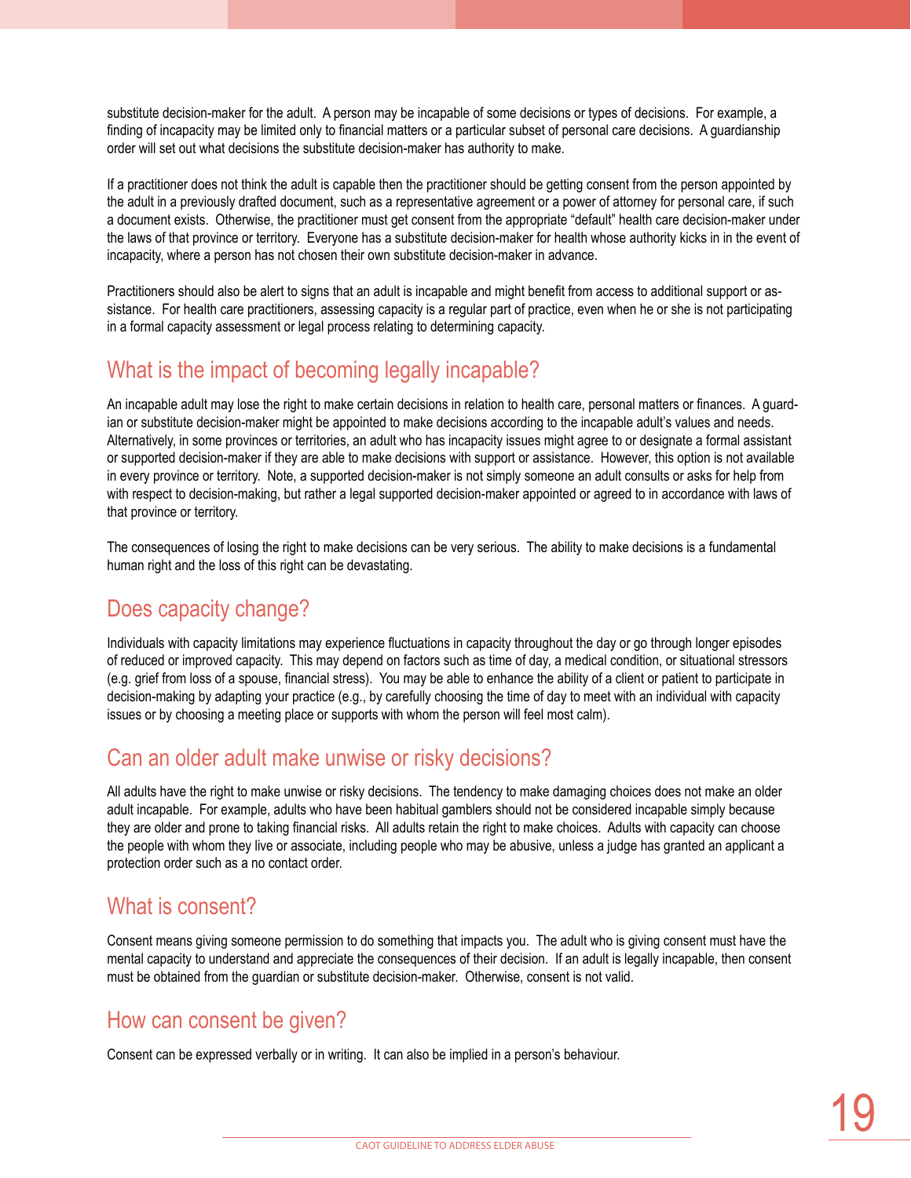substitute decision-maker for the adult. A person may be incapable of some decisions or types of decisions. For example, a finding of incapacity may be limited only to financial matters or a particular subset of personal care decisions. A guardianship order will set out what decisions the substitute decision-maker has authority to make.

If a practitioner does not think the adult is capable then the practitioner should be getting consent from the person appointed by the adult in a previously drafted document, such as a representative agreement or a power of attorney for personal care, if such a document exists. Otherwise, the practitioner must get consent from the appropriate "default" health care decision-maker under the laws of that province or territory. Everyone has a substitute decision-maker for health whose authority kicks in in the event of incapacity, where a person has not chosen their own substitute decision-maker in advance.

Practitioners should also be alert to signs that an adult is incapable and might benefit from access to additional support or assistance. For health care practitioners, assessing capacity is a regular part of practice, even when he or she is not participating in a formal capacity assessment or legal process relating to determining capacity.

## What is the impact of becoming legally incapable?

An incapable adult may lose the right to make certain decisions in relation to health care, personal matters or finances. A guardian or substitute decision-maker might be appointed to make decisions according to the incapable adult's values and needs. Alternatively, in some provinces or territories, an adult who has incapacity issues might agree to or designate a formal assistant or supported decision-maker if they are able to make decisions with support or assistance. However, this option is not available in every province or territory. Note, a supported decision-maker is not simply someone an adult consults or asks for help from with respect to decision-making, but rather a legal supported decision-maker appointed or agreed to in accordance with laws of that province or territory.

The consequences of losing the right to make decisions can be very serious. The ability to make decisions is a fundamental human right and the loss of this right can be devastating.

## Does capacity change?

Individuals with capacity limitations may experience fluctuations in capacity throughout the day or go through longer episodes of reduced or improved capacity. This may depend on factors such as time of day, a medical condition, or situational stressors (e.g. grief from loss of a spouse, financial stress). You may be able to enhance the ability of a client or patient to participate in decision-making by adapting your practice (e.g., by carefully choosing the time of day to meet with an individual with capacity issues or by choosing a meeting place or supports with whom the person will feel most calm).

## Can an older adult make unwise or risky decisions?

All adults have the right to make unwise or risky decisions. The tendency to make damaging choices does not make an older adult incapable. For example, adults who have been habitual gamblers should not be considered incapable simply because they are older and prone to taking financial risks. All adults retain the right to make choices. Adults with capacity can choose the people with whom they live or associate, including people who may be abusive, unless a judge has granted an applicant a protection order such as a no contact order.

## What is consent?

Consent means giving someone permission to do something that impacts you. The adult who is giving consent must have the mental capacity to understand and appreciate the consequences of their decision. If an adult is legally incapable, then consent must be obtained from the guardian or substitute decision-maker. Otherwise, consent is not valid.

## How can consent be given?

Consent can be expressed verbally or in writing. It can also be implied in a person's behaviour.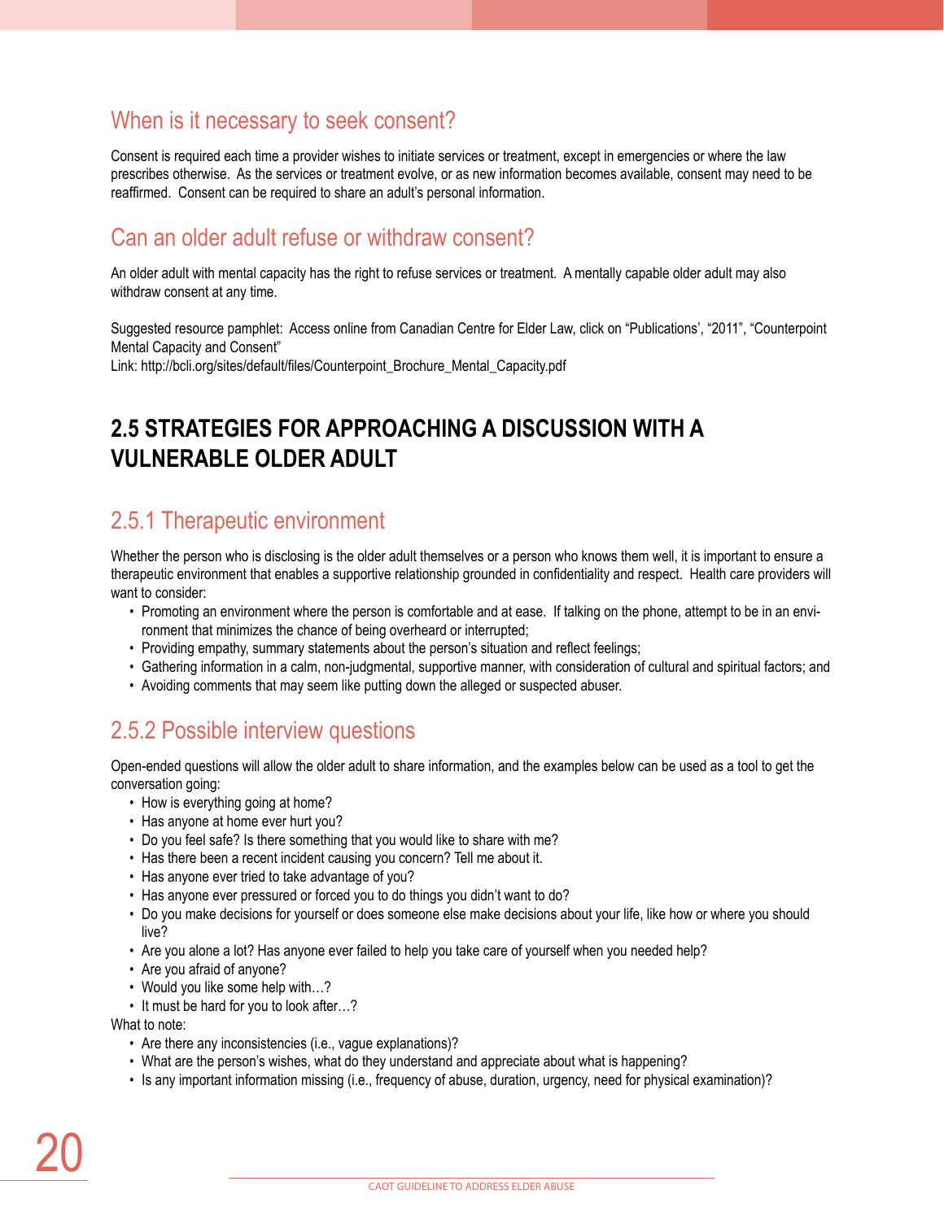### When is it necessary to seek consent?

Consent is required each time a provider wishes to initiate services or treatment, except in emergencies or where the law prescribes otherwise. As the services or treatment evolve, or as new information becomes available, consent may need to be reaffirmed. Consent can be required to share an adult's personal information.

### Can an older adult refuse or withdraw consent?

An older adult with mental capacity has the right to refuse services or treatment. A mentally capable older adult may also withdraw consent at any time.

Suggested resource pamphlet: Access online from Canadian Centre for Elder Law, click on "Publications', "2011", "Counterpoint Mental Capacity and Consent"
Link: http://bcli.org/sites/default/files/Counterpoint_Brochure_Mental_Capacity.pdf

## 2.5 STRATEGIES FOR APPROACHING A DISCUSSION WITH A VULNERABLE OLDER ADULT

### 2.5.1 Therapeutic environment

Whether the person who is disclosing is the older adult themselves or a person who knows them well, it is important to ensure a therapeutic environment that enables a supportive relationship grounded in confidentiality and respect. Health care providers will want to consider:

- Promoting an environment where the person is comfortable and at ease. If talking on the phone, attempt to be in an environment that minimizes the chance of being overheard or interrupted;
- Providing empathy, summary statements about the person's situation and reflect feelings;
- Gathering information in a calm, non-judgmental, supportive manner, with consideration of cultural and spiritual factors; and
- Avoiding comments that may seem like putting down the alleged or suspected abuser.

### 2.5.2 Possible interview questions

Open-ended questions will allow the older adult to share information, and the examples below can be used as a tool to get the conversation going:

- How is everything going at home?
- Has anyone at home ever hurt you?
- Do you feel safe? Is there something that you would like to share with me?
- Has there been a recent incident causing you concern? Tell me about it.
- Has anyone ever tried to take advantage of you?
- Has anyone ever pressured or forced you to do things you didn't want to do?
- Do you make decisions for yourself or does someone else make decisions about your life, like how or where you should live?
- Are you alone a lot? Has anyone ever failed to help you take care of yourself when you needed help?
- Are you afraid of anyone?
- Would you like some help with…?
- It must be hard for you to look after…?

What to note:

- Are there any inconsistencies (i.e., vague explanations)?
- What are the person's wishes, what do they understand and appreciate about what is happening?
- Is any important information missing (i.e., frequency of abuse, duration, urgency, need for physical examination)?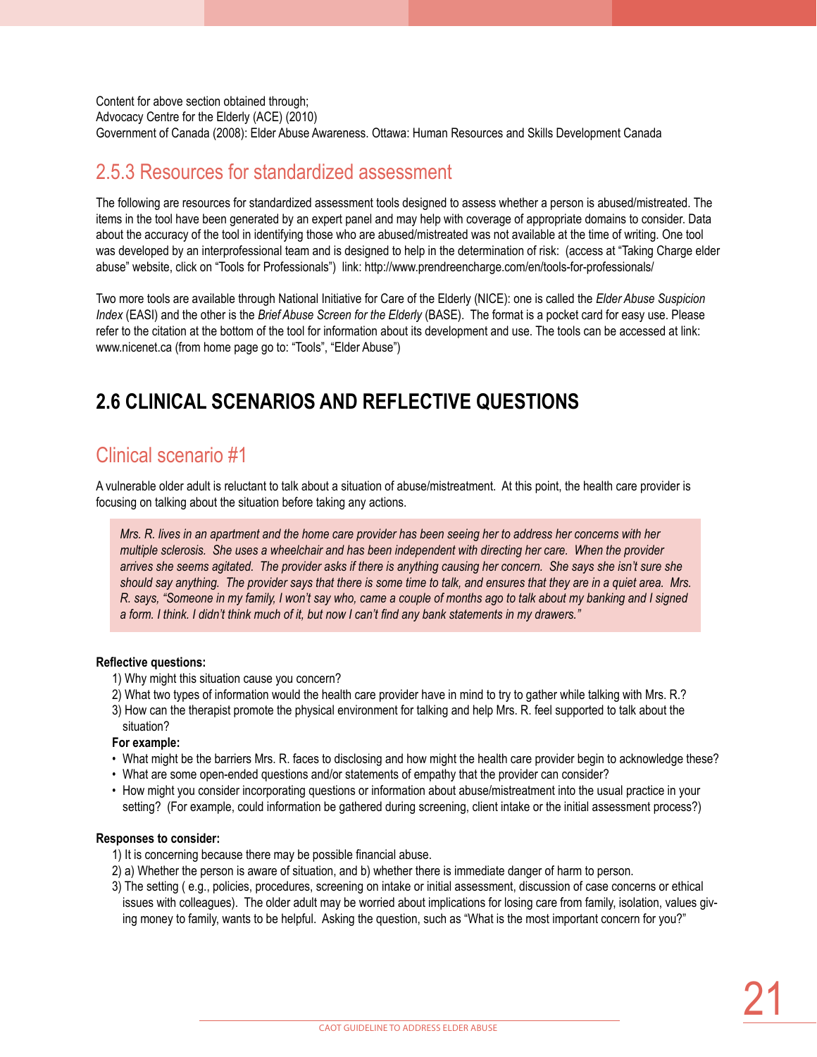Content for above section obtained through;
Advocacy Centre for the Elderly (ACE) (2010)
Government of Canada (2008): Elder Abuse Awareness. Ottawa: Human Resources and Skills Development Canada

### 2.5.3 Resources for standardized assessment

The following are resources for standardized assessment tools designed to assess whether a person is abused/mistreated. The items in the tool have been generated by an expert panel and may help with coverage of appropriate domains to consider. Data about the accuracy of the tool in identifying those who are abused/mistreated was not available at the time of writing. One tool was developed by an interprofessional team and is designed to help in the determination of risk: (access at "Taking Charge elder abuse" website, click on "Tools for Professionals") link: http://www.prendreencharge.com/en/tools-for-professionals/

Two more tools are available through National Initiative for Care of the Elderly (NICE): one is called the *Elder Abuse Suspicion Index* (EASI) and the other is the *Brief Abuse Screen for the Elderly* (BASE). The format is a pocket card for easy use. Please refer to the citation at the bottom of the tool for information about its development and use. The tools can be accessed at link: www.nicenet.ca (from home page go to: "Tools", "Elder Abuse")

## 2.6 CLINICAL SCENARIOS AND REFLECTIVE QUESTIONS

### Clinical scenario #1

A vulnerable older adult is reluctant to talk about a situation of abuse/mistreatment. At this point, the health care provider is focusing on talking about the situation before taking any actions.

> *Mrs. R. lives in an apartment and the home care provider has been seeing her to address her concerns with her multiple sclerosis. She uses a wheelchair and has been independent with directing her care. When the provider arrives she seems agitated. The provider asks if there is anything causing her concern. She says she isn't sure she should say anything. The provider says that there is some time to talk, and ensures that they are in a quiet area. Mrs. R. says, "Someone in my family, I won't say who, came a couple of months ago to talk about my banking and I signed a form. I think. I didn't think much of it, but now I can't find any bank statements in my drawers."*

**Reflective questions:**

1) Why might this situation cause you concern?
2) What two types of information would the health care provider have in mind to try to gather while talking with Mrs. R.?
3) How can the therapist promote the physical environment for talking and help Mrs. R. feel supported to talk about the situation?

**For example:**

- What might be the barriers Mrs. R. faces to disclosing and how might the health care provider begin to acknowledge these?
- What are some open-ended questions and/or statements of empathy that the provider can consider?
- How might you consider incorporating questions or information about abuse/mistreatment into the usual practice in your setting? (For example, could information be gathered during screening, client intake or the initial assessment process?)

**Responses to consider:**

1) It is concerning because there may be possible financial abuse.
2) a) Whether the person is aware of situation, and b) whether there is immediate danger of harm to person.
3) The setting ( e.g., policies, procedures, screening on intake or initial assessment, discussion of case concerns or ethical issues with colleagues). The older adult may be worried about implications for losing care from family, isolation, values giving money to family, wants to be helpful. Asking the question, such as "What is the most important concern for you?"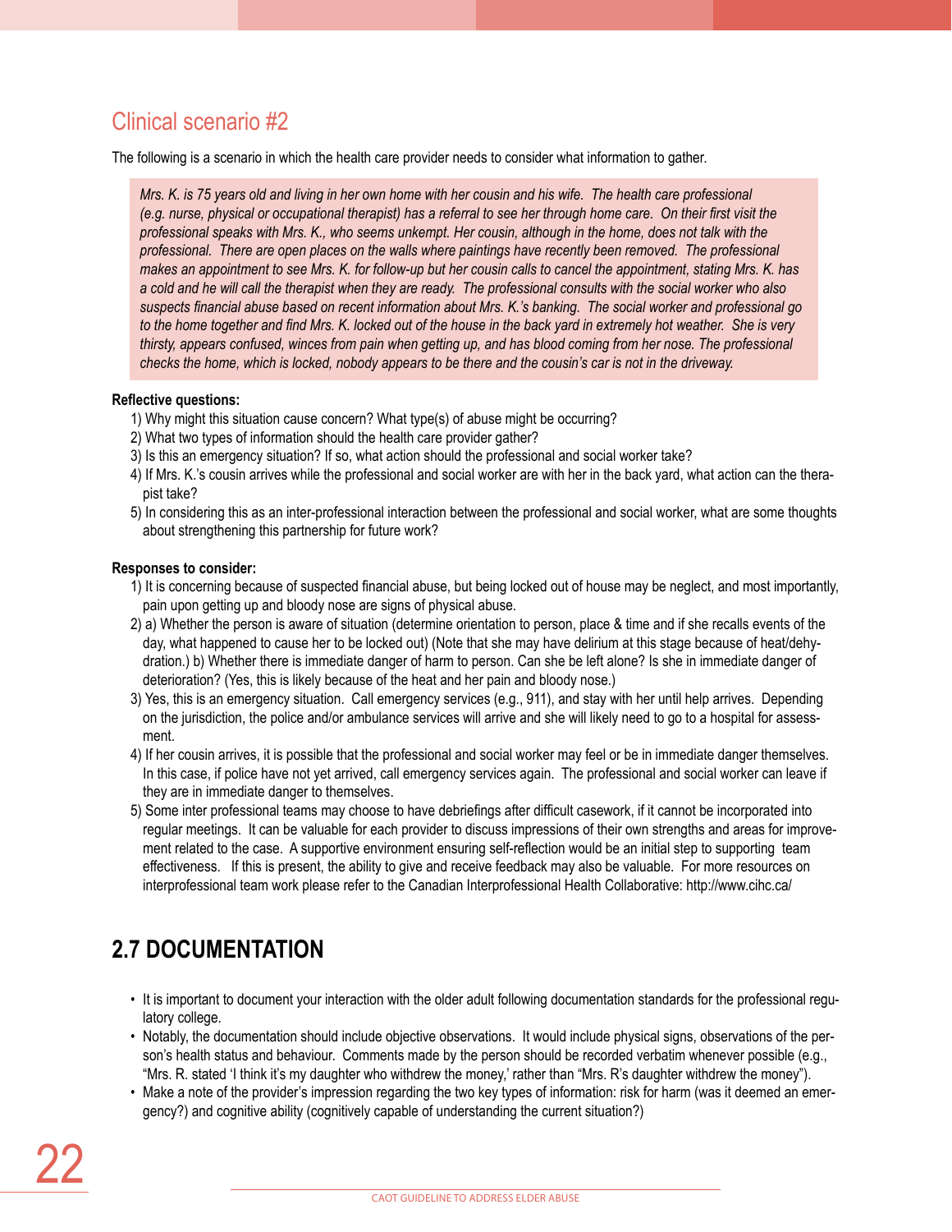## Clinical scenario #2

The following is a scenario in which the health care provider needs to consider what information to gather.

> *Mrs. K. is 75 years old and living in her own home with her cousin and his wife. The health care professional (e.g. nurse, physical or occupational therapist) has a referral to see her through home care. On their first visit the professional speaks with Mrs. K., who seems unkempt. Her cousin, although in the home, does not talk with the professional. There are open places on the walls where paintings have recently been removed. The professional makes an appointment to see Mrs. K. for follow-up but her cousin calls to cancel the appointment, stating Mrs. K. has a cold and he will call the therapist when they are ready. The professional consults with the social worker who also suspects financial abuse based on recent information about Mrs. K.'s banking. The social worker and professional go to the home together and find Mrs. K. locked out of the house in the back yard in extremely hot weather. She is very thirsty, appears confused, winces from pain when getting up, and has blood coming from her nose. The professional checks the home, which is locked, nobody appears to be there and the cousin's car is not in the driveway.*

**Reflective questions:**

1) Why might this situation cause concern? What type(s) of abuse might be occurring?
2) What two types of information should the health care provider gather?
3) Is this an emergency situation? If so, what action should the professional and social worker take?
4) If Mrs. K.'s cousin arrives while the professional and social worker are with her in the back yard, what action can the therapist take?
5) In considering this as an inter-professional interaction between the professional and social worker, what are some thoughts about strengthening this partnership for future work?

**Responses to consider:**

1) It is concerning because of suspected financial abuse, but being locked out of house may be neglect, and most importantly, pain upon getting up and bloody nose are signs of physical abuse.
2) a) Whether the person is aware of situation (determine orientation to person, place & time and if she recalls events of the day, what happened to cause her to be locked out) (Note that she may have delirium at this stage because of heat/dehydration.) b) Whether there is immediate danger of harm to person. Can she be left alone? Is she in immediate danger of deterioration? (Yes, this is likely because of the heat and her pain and bloody nose.)
3) Yes, this is an emergency situation. Call emergency services (e.g., 911), and stay with her until help arrives. Depending on the jurisdiction, the police and/or ambulance services will arrive and she will likely need to go to a hospital for assessment.
4) If her cousin arrives, it is possible that the professional and social worker may feel or be in immediate danger themselves. In this case, if police have not yet arrived, call emergency services again. The professional and social worker can leave if they are in immediate danger to themselves.
5) Some inter professional teams may choose to have debriefings after difficult casework, if it cannot be incorporated into regular meetings. It can be valuable for each provider to discuss impressions of their own strengths and areas for improvement related to the case. A supportive environment ensuring self-reflection would be an initial step to supporting team effectiveness. If this is present, the ability to give and receive feedback may also be valuable. For more resources on interprofessional team work please refer to the Canadian Interprofessional Health Collaborative: http://www.cihc.ca/

# 2.7 DOCUMENTATION

- It is important to document your interaction with the older adult following documentation standards for the professional regulatory college.
- Notably, the documentation should include objective observations. It would include physical signs, observations of the person's health status and behaviour. Comments made by the person should be recorded verbatim whenever possible (e.g., "Mrs. R. stated 'I think it's my daughter who withdrew the money,' rather than "Mrs. R's daughter withdrew the money").
- Make a note of the provider's impression regarding the two key types of information: risk for harm (was it deemed an emergency?) and cognitive ability (cognitively capable of understanding the current situation?)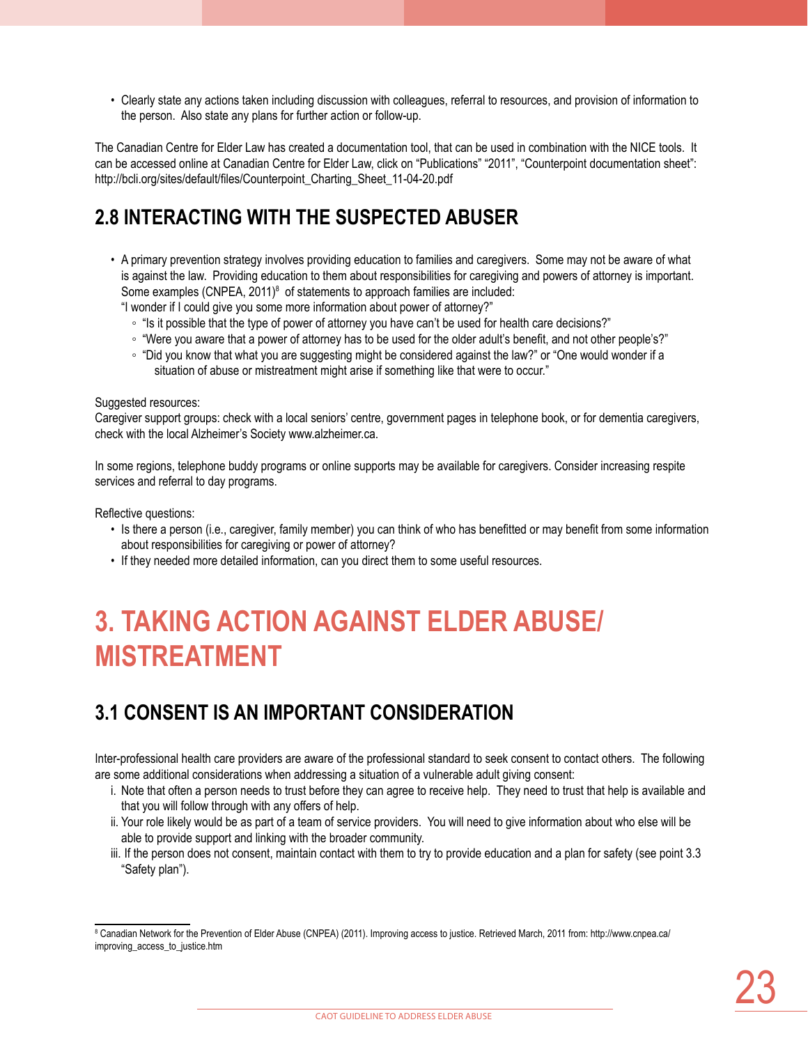- Clearly state any actions taken including discussion with colleagues, referral to resources, and provision of information to the person. Also state any plans for further action or follow-up.

The Canadian Centre for Elder Law has created a documentation tool, that can be used in combination with the NICE tools. It can be accessed online at Canadian Centre for Elder Law, click on "Publications" "2011", "Counterpoint documentation sheet": http://bcli.org/sites/default/files/Counterpoint_Charting_Sheet_11-04-20.pdf

## 2.8 INTERACTING WITH THE SUSPECTED ABUSER

- A primary prevention strategy involves providing education to families and caregivers. Some may not be aware of what is against the law. Providing education to them about responsibilities for caregiving and powers of attorney is important. Some examples (CNPEA, 2011)[8] of statements to approach families are included:
  "I wonder if I could give you some more information about power of attorney?"
  - "Is it possible that the type of power of attorney you have can't be used for health care decisions?"
  - "Were you aware that a power of attorney has to be used for the older adult's benefit, and not other people's?"
  - "Did you know that what you are suggesting might be considered against the law?" or "One would wonder if a situation of abuse or mistreatment might arise if something like that were to occur."

Suggested resources:
Caregiver support groups: check with a local seniors' centre, government pages in telephone book, or for dementia caregivers, check with the local Alzheimer's Society www.alzheimer.ca.

In some regions, telephone buddy programs or online supports may be available for caregivers. Consider increasing respite services and referral to day programs.

Reflective questions:
- Is there a person (i.e., caregiver, family member) you can think of who has benefitted or may benefit from some information about responsibilities for caregiving or power of attorney?
- If they needed more detailed information, can you direct them to some useful resources.

# 3. TAKING ACTION AGAINST ELDER ABUSE/ MISTREATMENT

## 3.1 CONSENT IS AN IMPORTANT CONSIDERATION

Inter-professional health care providers are aware of the professional standard to seek consent to contact others. The following are some additional considerations when addressing a situation of a vulnerable adult giving consent:

i. Note that often a person needs to trust before they can agree to receive help. They need to trust that help is available and that you will follow through with any offers of help.
ii. Your role likely would be as part of a team of service providers. You will need to give information about who else will be able to provide support and linking with the broader community.
iii. If the person does not consent, maintain contact with them to try to provide education and a plan for safety (see point 3.3 "Safety plan").

[8] Canadian Network for the Prevention of Elder Abuse (CNPEA) (2011). Improving access to justice. Retrieved March, 2011 from: http://www.cnpea.ca/improving_access_to_justice.htm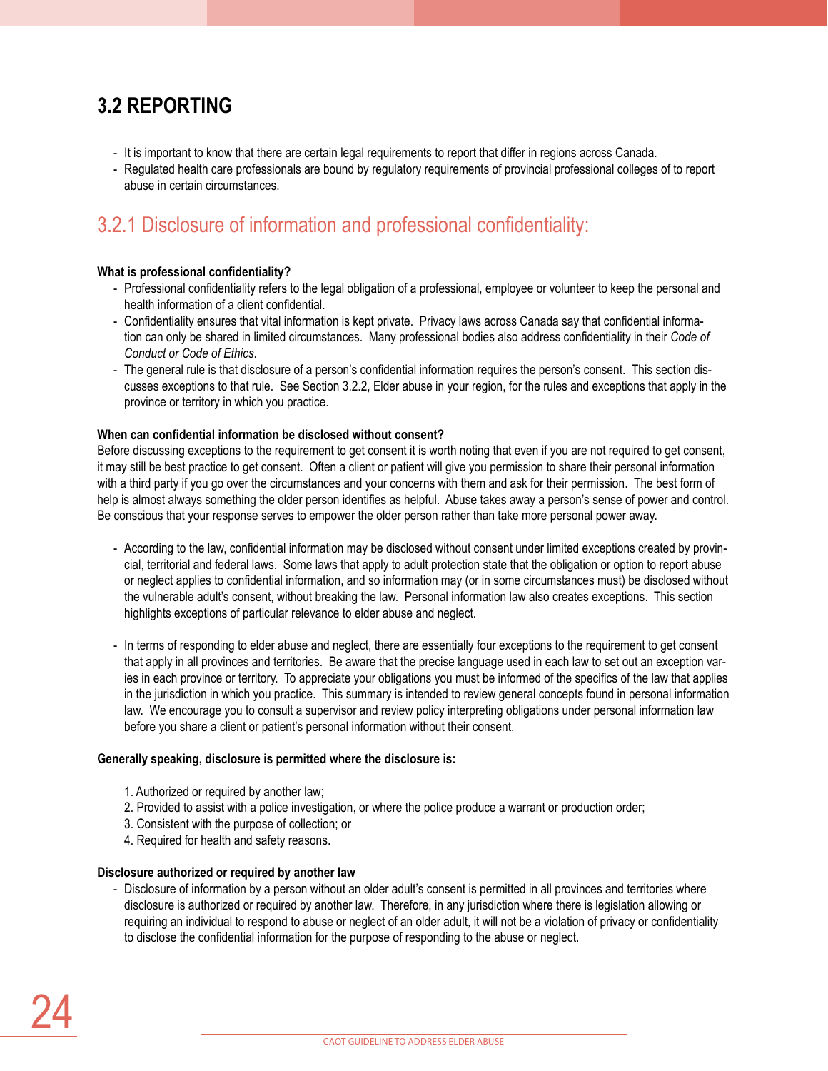## 3.2 REPORTING

- It is important to know that there are certain legal requirements to report that differ in regions across Canada.
- Regulated health care professionals are bound by regulatory requirements of provincial professional colleges of to report abuse in certain circumstances.

### 3.2.1 Disclosure of information and professional confidentiality:

**What is professional confidentiality?**

- Professional confidentiality refers to the legal obligation of a professional, employee or volunteer to keep the personal and health information of a client confidential.
- Confidentiality ensures that vital information is kept private. Privacy laws across Canada say that confidential information can only be shared in limited circumstances. Many professional bodies also address confidentiality in their *Code of Conduct or Code of Ethics*.
- The general rule is that disclosure of a person's confidential information requires the person's consent. This section discusses exceptions to that rule. See Section 3.2.2, Elder abuse in your region, for the rules and exceptions that apply in the province or territory in which you practice.

**When can confidential information be disclosed without consent?**

Before discussing exceptions to the requirement to get consent it is worth noting that even if you are not required to get consent, it may still be best practice to get consent. Often a client or patient will give you permission to share their personal information with a third party if you go over the circumstances and your concerns with them and ask for their permission. The best form of help is almost always something the older person identifies as helpful. Abuse takes away a person's sense of power and control. Be conscious that your response serves to empower the older person rather than take more personal power away.

- According to the law, confidential information may be disclosed without consent under limited exceptions created by provincial, territorial and federal laws. Some laws that apply to adult protection state that the obligation or option to report abuse or neglect applies to confidential information, and so information may (or in some circumstances must) be disclosed without the vulnerable adult's consent, without breaking the law. Personal information law also creates exceptions. This section highlights exceptions of particular relevance to elder abuse and neglect.

- In terms of responding to elder abuse and neglect, there are essentially four exceptions to the requirement to get consent that apply in all provinces and territories. Be aware that the precise language used in each law to set out an exception varies in each province or territory. To appreciate your obligations you must be informed of the specifics of the law that applies in the jurisdiction in which you practice. This summary is intended to review general concepts found in personal information law. We encourage you to consult a supervisor and review policy interpreting obligations under personal information law before you share a client or patient's personal information without their consent.

**Generally speaking, disclosure is permitted where the disclosure is:**

1. Authorized or required by another law;
2. Provided to assist with a police investigation, or where the police produce a warrant or production order;
3. Consistent with the purpose of collection; or
4. Required for health and safety reasons.

**Disclosure authorized or required by another law**

- Disclosure of information by a person without an older adult's consent is permitted in all provinces and territories where disclosure is authorized or required by another law. Therefore, in any jurisdiction where there is legislation allowing or requiring an individual to respond to abuse or neglect of an older adult, it will not be a violation of privacy or confidentiality to disclose the confidential information for the purpose of responding to the abuse or neglect.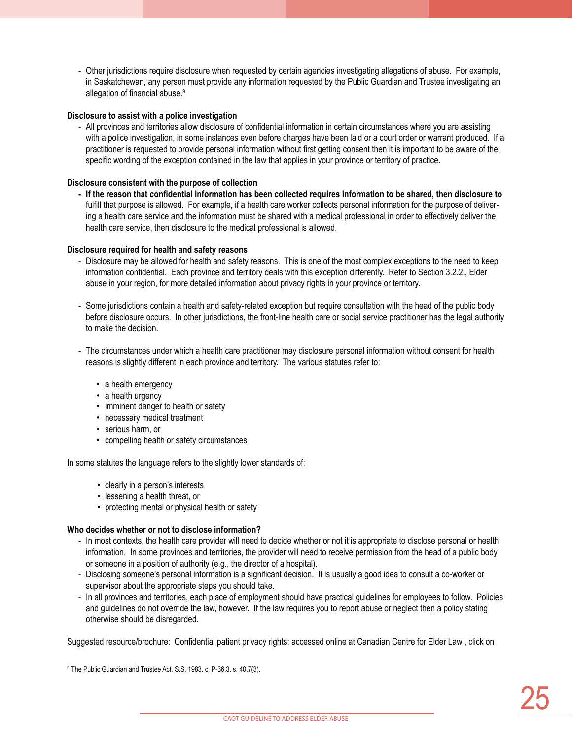- Other jurisdictions require disclosure when requested by certain agencies investigating allegations of abuse. For example, in Saskatchewan, any person must provide any information requested by the Public Guardian and Trustee investigating an allegation of financial abuse.[9]

**Disclosure to assist with a police investigation**

- All provinces and territories allow disclosure of confidential information in certain circumstances where you are assisting with a police investigation, in some instances even before charges have been laid or a court order or warrant produced. If a practitioner is requested to provide personal information without first getting consent then it is important to be aware of the specific wording of the exception contained in the law that applies in your province or territory of practice.

**Disclosure consistent with the purpose of collection**

- **If the reason that confidential information has been collected requires information to be shared, then disclosure to** fulfill that purpose is allowed. For example, if a health care worker collects personal information for the purpose of delivering a health care service and the information must be shared with a medical professional in order to effectively deliver the health care service, then disclosure to the medical professional is allowed.

**Disclosure required for health and safety reasons**

- Disclosure may be allowed for health and safety reasons. This is one of the most complex exceptions to the need to keep information confidential. Each province and territory deals with this exception differently. Refer to Section 3.2.2., Elder abuse in your region, for more detailed information about privacy rights in your province or territory.

- Some jurisdictions contain a health and safety-related exception but require consultation with the head of the public body before disclosure occurs. In other jurisdictions, the front-line health care or social service practitioner has the legal authority to make the decision.

- The circumstances under which a health care practitioner may disclosure personal information without consent for health reasons is slightly different in each province and territory. The various statutes refer to:

  - a health emergency
  - a health urgency
  - imminent danger to health or safety
  - necessary medical treatment
  - serious harm, or
  - compelling health or safety circumstances

In some statutes the language refers to the slightly lower standards of:

  - clearly in a person's interests
  - lessening a health threat, or
  - protecting mental or physical health or safety

**Who decides whether or not to disclose information?**

- In most contexts, the health care provider will need to decide whether or not it is appropriate to disclose personal or health information. In some provinces and territories, the provider will need to receive permission from the head of a public body or someone in a position of authority (e.g., the director of a hospital).
- Disclosing someone's personal information is a significant decision. It is usually a good idea to consult a co-worker or supervisor about the appropriate steps you should take.
- In all provinces and territories, each place of employment should have practical guidelines for employees to follow. Policies and guidelines do not override the law, however. If the law requires you to report abuse or neglect then a policy stating otherwise should be disregarded.

Suggested resource/brochure: Confidential patient privacy rights: accessed online at Canadian Centre for Elder Law , click on

---

[9] The Public Guardian and Trustee Act, S.S. 1983, c. P-36.3, s. 40.7(3).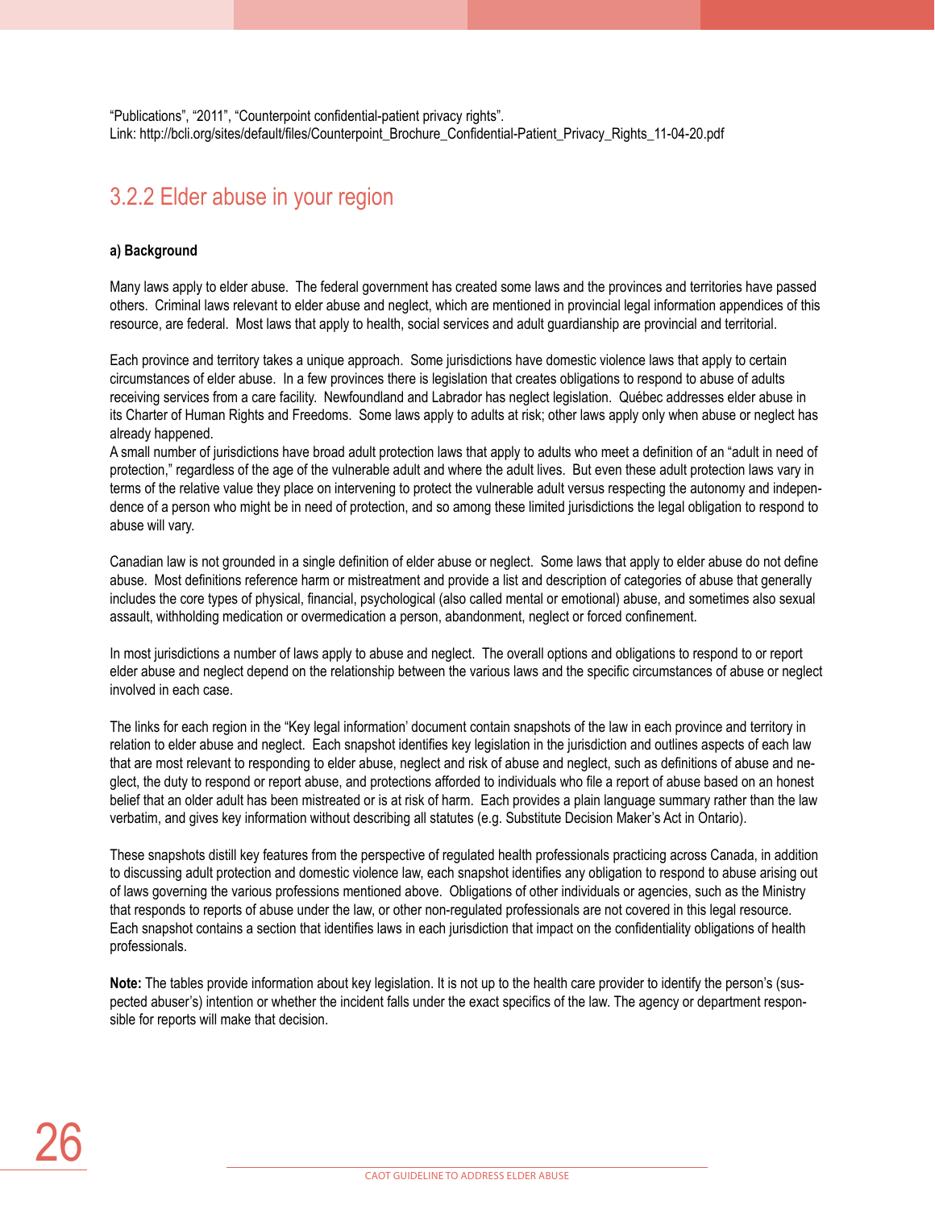"Publications", "2011", "Counterpoint confidential-patient privacy rights".
Link: http://bcli.org/sites/default/files/Counterpoint_Brochure_Confidential-Patient_Privacy_Rights_11-04-20.pdf

## 3.2.2 Elder abuse in your region

**a) Background**

Many laws apply to elder abuse. The federal government has created some laws and the provinces and territories have passed others. Criminal laws relevant to elder abuse and neglect, which are mentioned in provincial legal information appendices of this resource, are federal. Most laws that apply to health, social services and adult guardianship are provincial and territorial.

Each province and territory takes a unique approach. Some jurisdictions have domestic violence laws that apply to certain circumstances of elder abuse. In a few provinces there is legislation that creates obligations to respond to abuse of adults receiving services from a care facility. Newfoundland and Labrador has neglect legislation. Québec addresses elder abuse in its Charter of Human Rights and Freedoms. Some laws apply to adults at risk; other laws apply only when abuse or neglect has already happened.
A small number of jurisdictions have broad adult protection laws that apply to adults who meet a definition of an "adult in need of protection," regardless of the age of the vulnerable adult and where the adult lives. But even these adult protection laws vary in terms of the relative value they place on intervening to protect the vulnerable adult versus respecting the autonomy and independence of a person who might be in need of protection, and so among these limited jurisdictions the legal obligation to respond to abuse will vary.

Canadian law is not grounded in a single definition of elder abuse or neglect. Some laws that apply to elder abuse do not define abuse. Most definitions reference harm or mistreatment and provide a list and description of categories of abuse that generally includes the core types of physical, financial, psychological (also called mental or emotional) abuse, and sometimes also sexual assault, withholding medication or overmedication a person, abandonment, neglect or forced confinement.

In most jurisdictions a number of laws apply to abuse and neglect. The overall options and obligations to respond to or report elder abuse and neglect depend on the relationship between the various laws and the specific circumstances of abuse or neglect involved in each case.

The links for each region in the "Key legal information' document contain snapshots of the law in each province and territory in relation to elder abuse and neglect. Each snapshot identifies key legislation in the jurisdiction and outlines aspects of each law that are most relevant to responding to elder abuse, neglect and risk of abuse and neglect, such as definitions of abuse and neglect, the duty to respond or report abuse, and protections afforded to individuals who file a report of abuse based on an honest belief that an older adult has been mistreated or is at risk of harm. Each provides a plain language summary rather than the law verbatim, and gives key information without describing all statutes (e.g. Substitute Decision Maker's Act in Ontario).

These snapshots distill key features from the perspective of regulated health professionals practicing across Canada, in addition to discussing adult protection and domestic violence law, each snapshot identifies any obligation to respond to abuse arising out of laws governing the various professions mentioned above. Obligations of other individuals or agencies, such as the Ministry that responds to reports of abuse under the law, or other non-regulated professionals are not covered in this legal resource. Each snapshot contains a section that identifies laws in each jurisdiction that impact on the confidentiality obligations of health professionals.

**Note:** The tables provide information about key legislation. It is not up to the health care provider to identify the person's (suspected abuser's) intention or whether the incident falls under the exact specifics of the law. The agency or department responsible for reports will make that decision.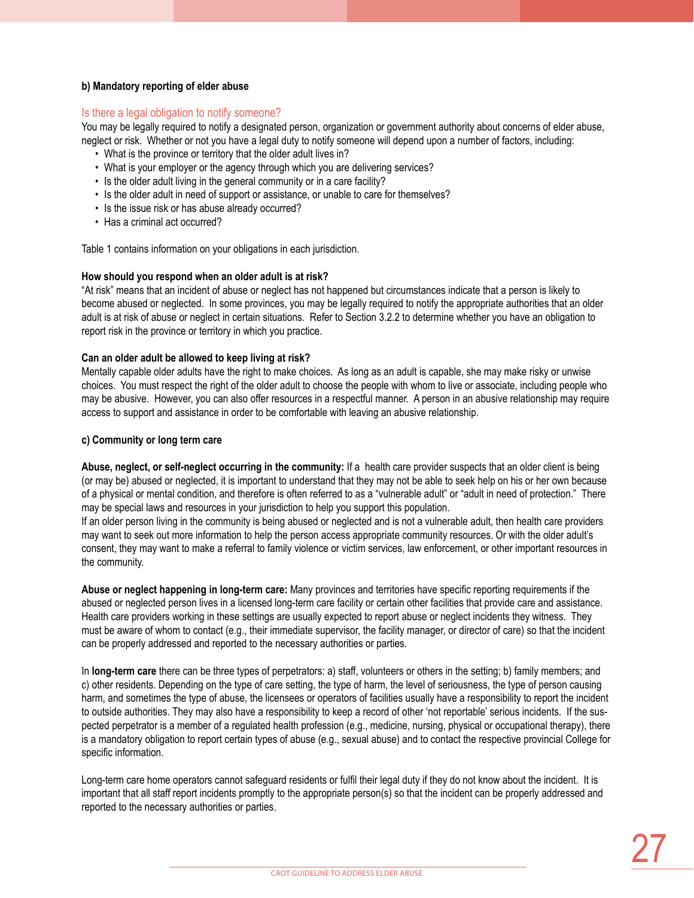**b) Mandatory reporting of elder abuse**

## Is there a legal obligation to notify someone?

You may be legally required to notify a designated person, organization or government authority about concerns of elder abuse, neglect or risk. Whether or not you have a legal duty to notify someone will depend upon a number of factors, including:

- What is the province or territory that the older adult lives in?
- What is your employer or the agency through which you are delivering services?
- Is the older adult living in the general community or in a care facility?
- Is the older adult in need of support or assistance, or unable to care for themselves?
- Is the issue risk or has abuse already occurred?
- Has a criminal act occurred?

Table 1 contains information on your obligations in each jurisdiction.

**How should you respond when an older adult is at risk?**

"At risk" means that an incident of abuse or neglect has not happened but circumstances indicate that a person is likely to become abused or neglected. In some provinces, you may be legally required to notify the appropriate authorities that an older adult is at risk of abuse or neglect in certain situations. Refer to Section 3.2.2 to determine whether you have an obligation to report risk in the province or territory in which you practice.

**Can an older adult be allowed to keep living at risk?**

Mentally capable older adults have the right to make choices. As long as an adult is capable, she may make risky or unwise choices. You must respect the right of the older adult to choose the people with whom to live or associate, including people who may be abusive. However, you can also offer resources in a respectful manner. A person in an abusive relationship may require access to support and assistance in order to be comfortable with leaving an abusive relationship.

**c) Community or long term care**

**Abuse, neglect, or self-neglect occurring in the community:** If a health care provider suspects that an older client is being (or may be) abused or neglected, it is important to understand that they may not be able to seek help on his or her own because of a physical or mental condition, and therefore is often referred to as a "vulnerable adult" or "adult in need of protection." There may be special laws and resources in your jurisdiction to help you support this population.

If an older person living in the community is being abused or neglected and is not a vulnerable adult, then health care providers may want to seek out more information to help the person access appropriate community resources. Or with the older adult's consent, they may want to make a referral to family violence or victim services, law enforcement, or other important resources in the community.

**Abuse or neglect happening in long-term care:** Many provinces and territories have specific reporting requirements if the abused or neglected person lives in a licensed long-term care facility or certain other facilities that provide care and assistance. Health care providers working in these settings are usually expected to report abuse or neglect incidents they witness. They must be aware of whom to contact (e.g., their immediate supervisor, the facility manager, or director of care) so that the incident can be properly addressed and reported to the necessary authorities or parties.

In **long-term care** there can be three types of perpetrators: a) staff, volunteers or others in the setting; b) family members; and c) other residents. Depending on the type of care setting, the type of harm, the level of seriousness, the type of person causing harm, and sometimes the type of abuse, the licensees or operators of facilities usually have a responsibility to report the incident to outside authorities. They may also have a responsibility to keep a record of other 'not reportable' serious incidents. If the suspected perpetrator is a member of a regulated health profession (e.g., medicine, nursing, physical or occupational therapy), there is a mandatory obligation to report certain types of abuse (e.g., sexual abuse) and to contact the respective provincial College for specific information.

Long-term care home operators cannot safeguard residents or fulfil their legal duty if they do not know about the incident. It is important that all staff report incidents promptly to the appropriate person(s) so that the incident can be properly addressed and reported to the necessary authorities or parties.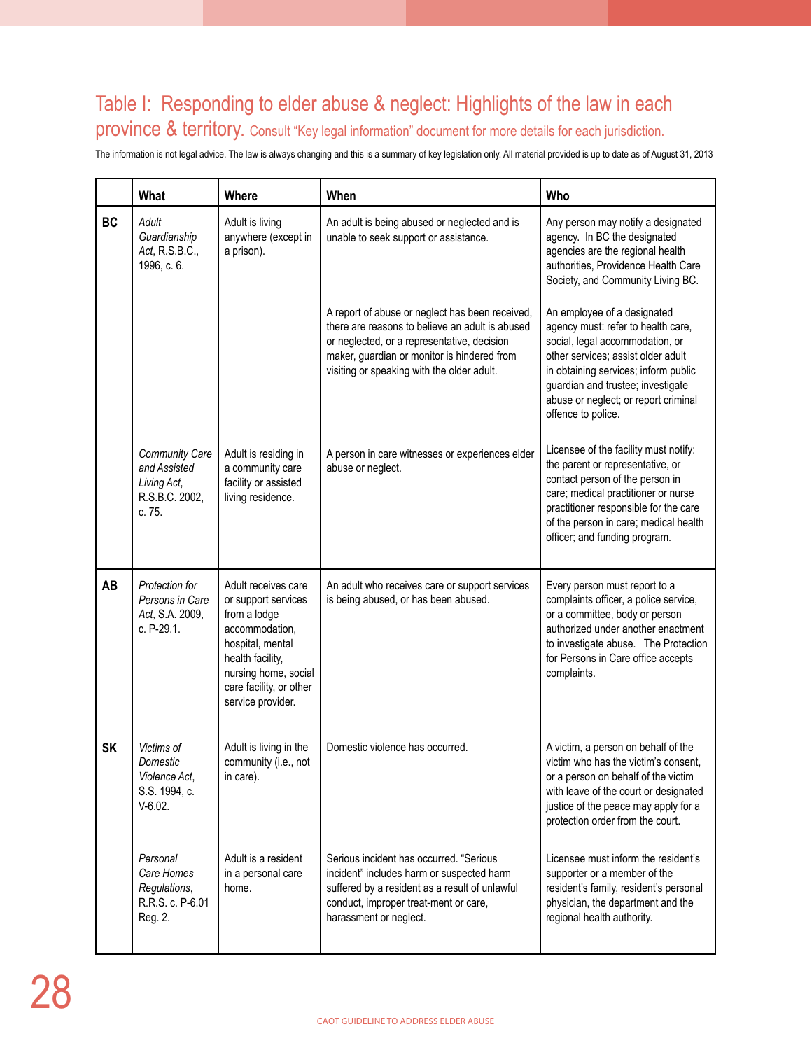## Table I: Responding to elder abuse & neglect: Highlights of the law in each province & territory. Consult "Key legal information" document for more details for each jurisdiction.

The information is not legal advice. The law is always changing and this is a summary of key legislation only. All material provided is up to date as of August 31, 2013

| | What | Where | When | Who |
|---|---|---|---|---|
| BC | *Adult Guardianship Act*, R.S.B.C., 1996, c. 6. | Adult is living anywhere (except in a prison). | An adult is being abused or neglected and is unable to seek support or assistance. | Any person may notify a designated agency. In BC the designated agencies are the regional health authorities, Providence Health Care Society, and Community Living BC. |
| | | | A report of abuse or neglect has been received, there are reasons to believe an adult is abused or neglected, or a representative, decision maker, guardian or monitor is hindered from visiting or speaking with the older adult. | An employee of a designated agency must: refer to health care, social, legal accommodation, or other services; assist older adult in obtaining services; inform public guardian and trustee; investigate abuse or neglect; or report criminal offence to police. |
| | *Community Care and Assisted Living Act*, R.S.B.C. 2002, c. 75. | Adult is residing in a community care facility or assisted living residence. | A person in care witnesses or experiences elder abuse or neglect. | Licensee of the facility must notify: the parent or representative, or contact person of the person in care; medical practitioner or nurse practitioner responsible for the care of the person in care; medical health officer; and funding program. |
| AB | *Protection for Persons in Care Act*, S.A. 2009, c. P-29.1. | Adult receives care or support services from a lodge accommodation, hospital, mental health facility, nursing home, social care facility, or other service provider. | An adult who receives care or support services is being abused, or has been abused. | Every person must report to a complaints officer, a police service, or a committee, body or person authorized under another enactment to investigate abuse. The Protection for Persons in Care office accepts complaints. |
| SK | *Victims of Domestic Violence Act*, S.S. 1994, c. V-6.02. | Adult is living in the community (i.e., not in care). | Domestic violence has occurred. | A victim, a person on behalf of the victim who has the victim's consent, or a person on behalf of the victim with leave of the court or designated justice of the peace may apply for a protection order from the court. |
| | *Personal Care Homes Regulations*, R.R.S. c. P-6.01 Reg. 2. | Adult is a resident in a personal care home. | Serious incident has occurred. "Serious incident" includes harm or suspected harm suffered by a resident as a result of unlawful conduct, improper treat-ment or care, harassment or neglect. | Licensee must inform the resident's supporter or a member of the resident's family, resident's personal physician, the department and the regional health authority. |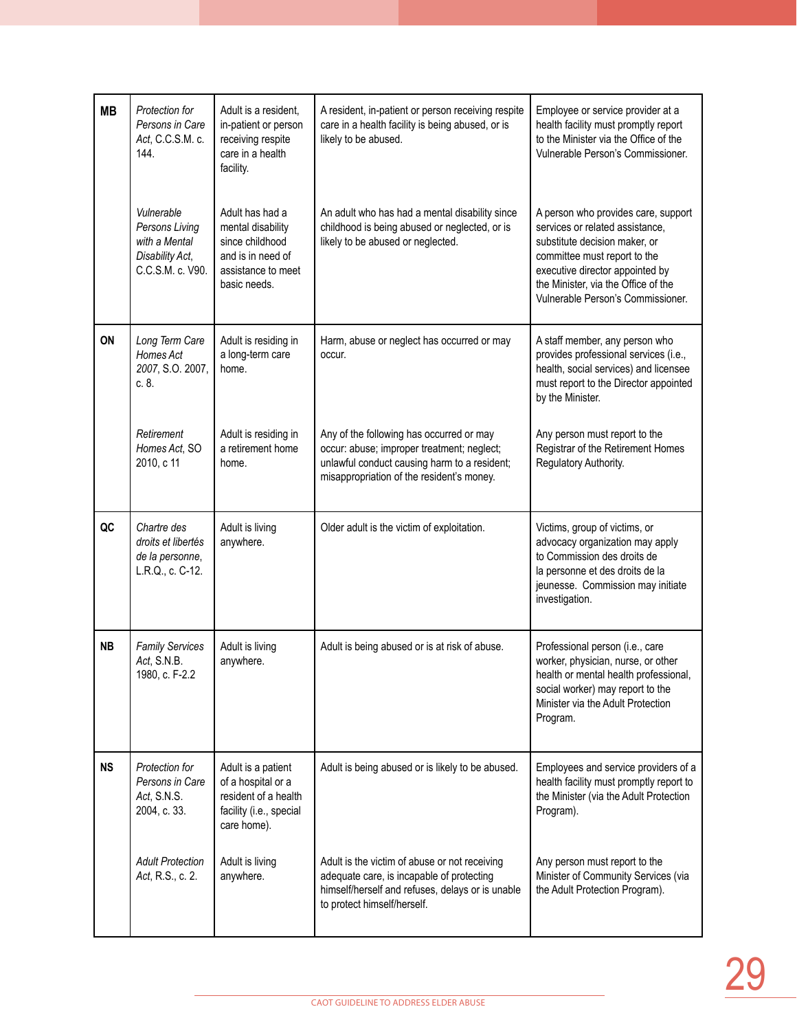| | | | | |
|---|---|---|---|---|
| **MB** | *Protection for Persons in Care Act*, C.C.S.M. c. 144. | Adult is a resident, in-patient or person receiving respite care in a health facility. | A resident, in-patient or person receiving respite care in a health facility is being abused, or is likely to be abused. | Employee or service provider at a health facility must promptly report to the Minister via the Office of the Vulnerable Person's Commissioner. |
| | *Vulnerable Persons Living with a Mental Disability Act*, C.C.S.M. c. V90. | Adult has had a mental disability since childhood and is in need of assistance to meet basic needs. | An adult who has had a mental disability since childhood is being abused or neglected, or is likely to be abused or neglected. | A person who provides care, support services or related assistance, substitute decision maker, or committee must report to the executive director appointed by the Minister, via the Office of the Vulnerable Person's Commissioner. |
| **ON** | *Long Term Care Homes Act 2007*, S.O. 2007, c. 8. | Adult is residing in a long-term care home. | Harm, abuse or neglect has occurred or may occur. | A staff member, any person who provides professional services (i.e., health, social services) and licensee must report to the Director appointed by the Minister. |
| | *Retirement Homes Act*, SO 2010, c 11 | Adult is residing in a retirement home home. | Any of the following has occurred or may occur: abuse; improper treatment; neglect; unlawful conduct causing harm to a resident; misappropriation of the resident's money. | Any person must report to the Registrar of the Retirement Homes Regulatory Authority. |
| **QC** | *Chartre des droits et libertés de la personne*, L.R.Q., c. C-12. | Adult is living anywhere. | Older adult is the victim of exploitation. | Victims, group of victims, or advocacy organization may apply to Commission des droits de la personne et des droits de la jeunesse. Commission may initiate investigation. |
| **NB** | *Family Services Act*, S.N.B. 1980, c. F-2.2 | Adult is living anywhere. | Adult is being abused or is at risk of abuse. | Professional person (i.e., care worker, physician, nurse, or other health or mental health professional, social worker) may report to the Minister via the Adult Protection Program. |
| **NS** | *Protection for Persons in Care Act*, S.N.S. 2004, c. 33. | Adult is a patient of a hospital or a resident of a health facility (i.e., special care home). | Adult is being abused or is likely to be abused. | Employees and service providers of a health facility must promptly report to the Minister (via the Adult Protection Program). |
| | *Adult Protection Act*, R.S., c. 2. | Adult is living anywhere. | Adult is the victim of abuse or not receiving adequate care, is incapable of protecting himself/herself and refuses, delays or is unable to protect himself/herself. | Any person must report to the Minister of Community Services (via the Adult Protection Program). |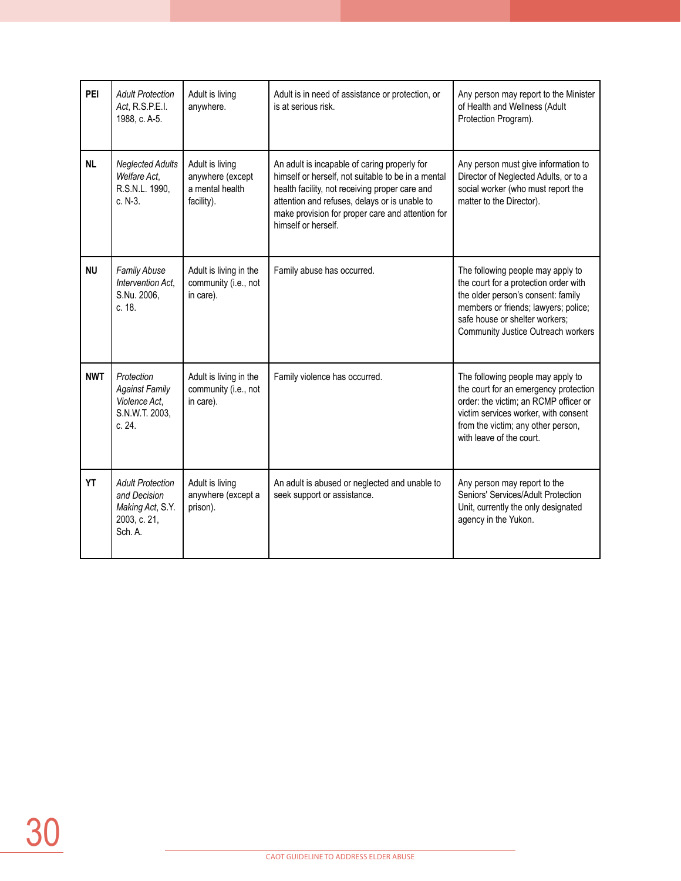| PEI | *Adult Protection Act*, R.S.P.E.I. 1988, c. A-5. | Adult is living anywhere. | Adult is in need of assistance or protection, or is at serious risk. | Any person may report to the Minister of Health and Wellness (Adult Protection Program). |
|---|---|---|---|---|
| NL | *Neglected Adults Welfare Act*, R.S.N.L. 1990, c. N-3. | Adult is living anywhere (except a mental health facility). | An adult is incapable of caring properly for himself or herself, not suitable to be in a mental health facility, not receiving proper care and attention and refuses, delays or is unable to make provision for proper care and attention for himself or herself. | Any person must give information to Director of Neglected Adults, or to a social worker (who must report the matter to the Director). |
| NU | *Family Abuse Intervention Act*, S.Nu. 2006, c. 18. | Adult is living in the community (i.e., not in care). | Family abuse has occurred. | The following people may apply to the court for a protection order with the older person's consent: family members or friends; lawyers; police; safe house or shelter workers; Community Justice Outreach workers |
| NWT | *Protection Against Family Violence Act*, S.N.W.T. 2003, c. 24. | Adult is living in the community (i.e., not in care). | Family violence has occurred. | The following people may apply to the court for an emergency protection order: the victim; an RCMP officer or victim services worker, with consent from the victim; any other person, with leave of the court. |
| YT | *Adult Protection and Decision Making Act*, S.Y. 2003, c. 21, Sch. A. | Adult is living anywhere (except a prison). | An adult is abused or neglected and unable to seek support or assistance. | Any person may report to the Seniors' Services/Adult Protection Unit, currently the only designated agency in the Yukon. |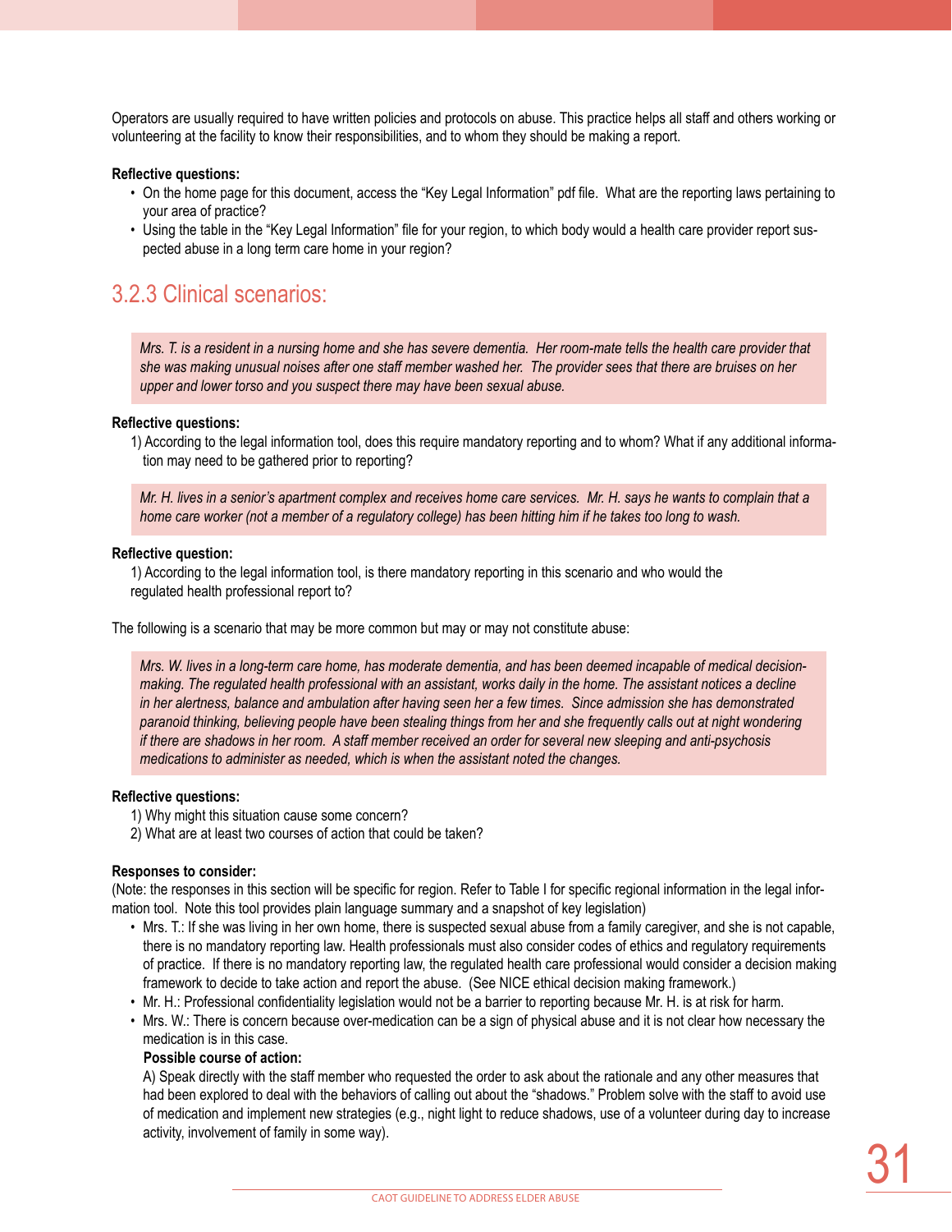Operators are usually required to have written policies and protocols on abuse. This practice helps all staff and others working or volunteering at the facility to know their responsibilities, and to whom they should be making a report.

**Reflective questions:**

- On the home page for this document, access the "Key Legal Information" pdf file. What are the reporting laws pertaining to your area of practice?
- Using the table in the "Key Legal Information" file for your region, to which body would a health care provider report suspected abuse in a long term care home in your region?

## 3.2.3 Clinical scenarios:

> *Mrs. T. is a resident in a nursing home and she has severe dementia. Her room-mate tells the health care provider that she was making unusual noises after one staff member washed her. The provider sees that there are bruises on her upper and lower torso and you suspect there may have been sexual abuse.*

**Reflective questions:**

1) According to the legal information tool, does this require mandatory reporting and to whom? What if any additional information may need to be gathered prior to reporting?

> *Mr. H. lives in a senior's apartment complex and receives home care services. Mr. H. says he wants to complain that a home care worker (not a member of a regulatory college) has been hitting him if he takes too long to wash.*

**Reflective question:**

1) According to the legal information tool, is there mandatory reporting in this scenario and who would the regulated health professional report to?

The following is a scenario that may be more common but may or may not constitute abuse:

> *Mrs. W. lives in a long-term care home, has moderate dementia, and has been deemed incapable of medical decision-making. The regulated health professional with an assistant, works daily in the home. The assistant notices a decline in her alertness, balance and ambulation after having seen her a few times. Since admission she has demonstrated paranoid thinking, believing people have been stealing things from her and she frequently calls out at night wondering if there are shadows in her room. A staff member received an order for several new sleeping and anti-psychosis medications to administer as needed, which is when the assistant noted the changes.*

**Reflective questions:**

1) Why might this situation cause some concern?
2) What are at least two courses of action that could be taken?

**Responses to consider:**

(Note: the responses in this section will be specific for region. Refer to Table I for specific regional information in the legal information tool. Note this tool provides plain language summary and a snapshot of key legislation)

- Mrs. T.: If she was living in her own home, there is suspected sexual abuse from a family caregiver, and she is not capable, there is no mandatory reporting law. Health professionals must also consider codes of ethics and regulatory requirements of practice. If there is no mandatory reporting law, the regulated health care professional would consider a decision making framework to decide to take action and report the abuse. (See NICE ethical decision making framework.)
- Mr. H.: Professional confidentiality legislation would not be a barrier to reporting because Mr. H. is at risk for harm.
- Mrs. W.: There is concern because over-medication can be a sign of physical abuse and it is not clear how necessary the medication is in this case.

  **Possible course of action:**

  A) Speak directly with the staff member who requested the order to ask about the rationale and any other measures that had been explored to deal with the behaviors of calling out about the "shadows." Problem solve with the staff to avoid use of medication and implement new strategies (e.g., night light to reduce shadows, use of a volunteer during day to increase activity, involvement of family in some way).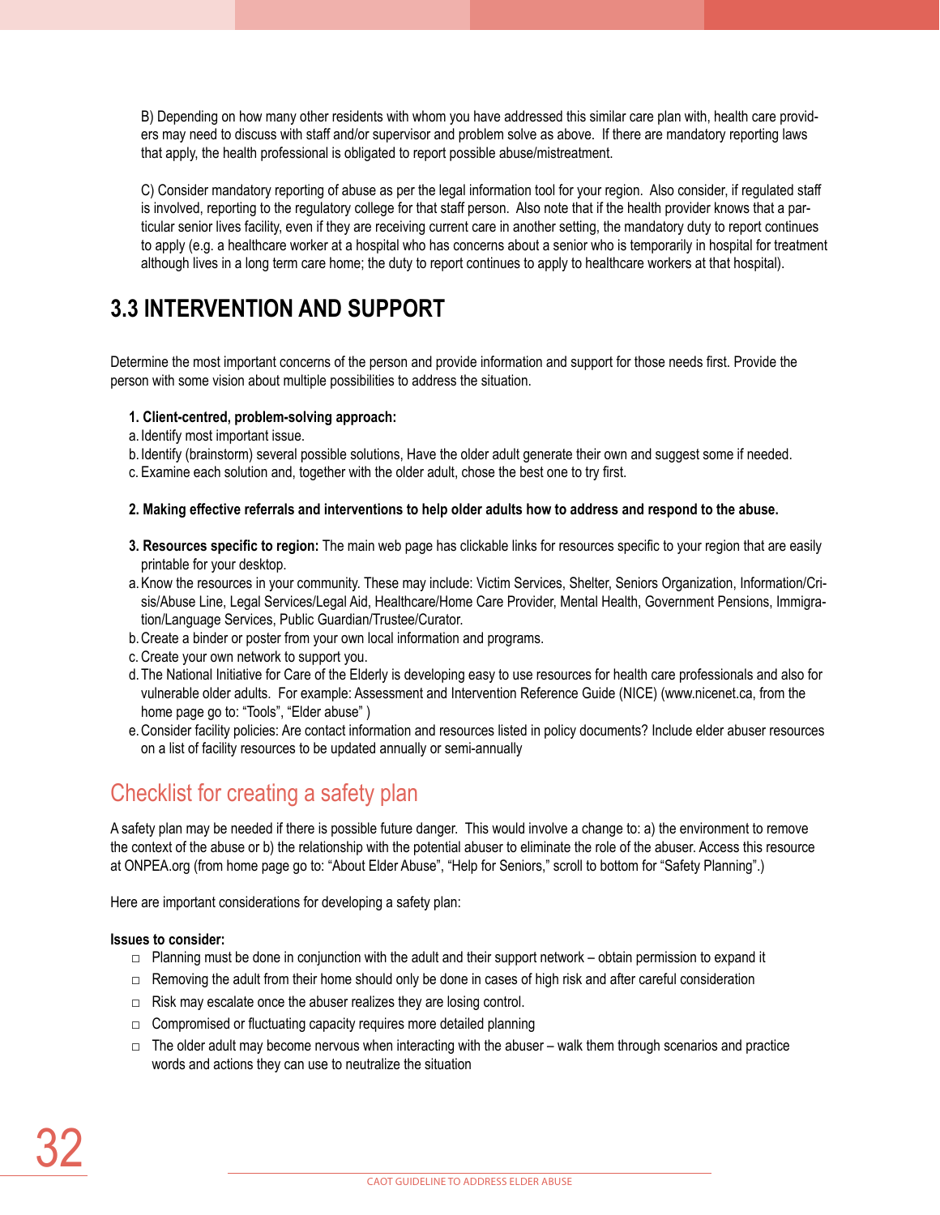B) Depending on how many other residents with whom you have addressed this similar care plan with, health care providers may need to discuss with staff and/or supervisor and problem solve as above. If there are mandatory reporting laws that apply, the health professional is obligated to report possible abuse/mistreatment.

C) Consider mandatory reporting of abuse as per the legal information tool for your region. Also consider, if regulated staff is involved, reporting to the regulatory college for that staff person. Also note that if the health provider knows that a particular senior lives facility, even if they are receiving current care in another setting, the mandatory duty to report continues to apply (e.g. a healthcare worker at a hospital who has concerns about a senior who is temporarily in hospital for treatment although lives in a long term care home; the duty to report continues to apply to healthcare workers at that hospital).

## 3.3 INTERVENTION AND SUPPORT

Determine the most important concerns of the person and provide information and support for those needs first. Provide the person with some vision about multiple possibilities to address the situation.

**1. Client-centred, problem-solving approach:**

a. Identify most important issue.
b. Identify (brainstorm) several possible solutions, Have the older adult generate their own and suggest some if needed.
c. Examine each solution and, together with the older adult, chose the best one to try first.

**2. Making effective referrals and interventions to help older adults how to address and respond to the abuse.**

**3. Resources specific to region:** The main web page has clickable links for resources specific to your region that are easily printable for your desktop.

a. Know the resources in your community. These may include: Victim Services, Shelter, Seniors Organization, Information/Crisis/Abuse Line, Legal Services/Legal Aid, Healthcare/Home Care Provider, Mental Health, Government Pensions, Immigration/Language Services, Public Guardian/Trustee/Curator.
b. Create a binder or poster from your own local information and programs.
c. Create your own network to support you.
d. The National Initiative for Care of the Elderly is developing easy to use resources for health care professionals and also for vulnerable older adults. For example: Assessment and Intervention Reference Guide (NICE) (www.nicenet.ca, from the home page go to: "Tools", "Elder abuse" )
e. Consider facility policies: Are contact information and resources listed in policy documents? Include elder abuser resources on a list of facility resources to be updated annually or semi-annually

## Checklist for creating a safety plan

A safety plan may be needed if there is possible future danger. This would involve a change to: a) the environment to remove the context of the abuse or b) the relationship with the potential abuser to eliminate the role of the abuser. Access this resource at ONPEA.org (from home page go to: "About Elder Abuse", "Help for Seniors," scroll to bottom for "Safety Planning".)

Here are important considerations for developing a safety plan:

**Issues to consider:**

- □ Planning must be done in conjunction with the adult and their support network – obtain permission to expand it
- □ Removing the adult from their home should only be done in cases of high risk and after careful consideration
- □ Risk may escalate once the abuser realizes they are losing control.
- □ Compromised or fluctuating capacity requires more detailed planning
- □ The older adult may become nervous when interacting with the abuser – walk them through scenarios and practice words and actions they can use to neutralize the situation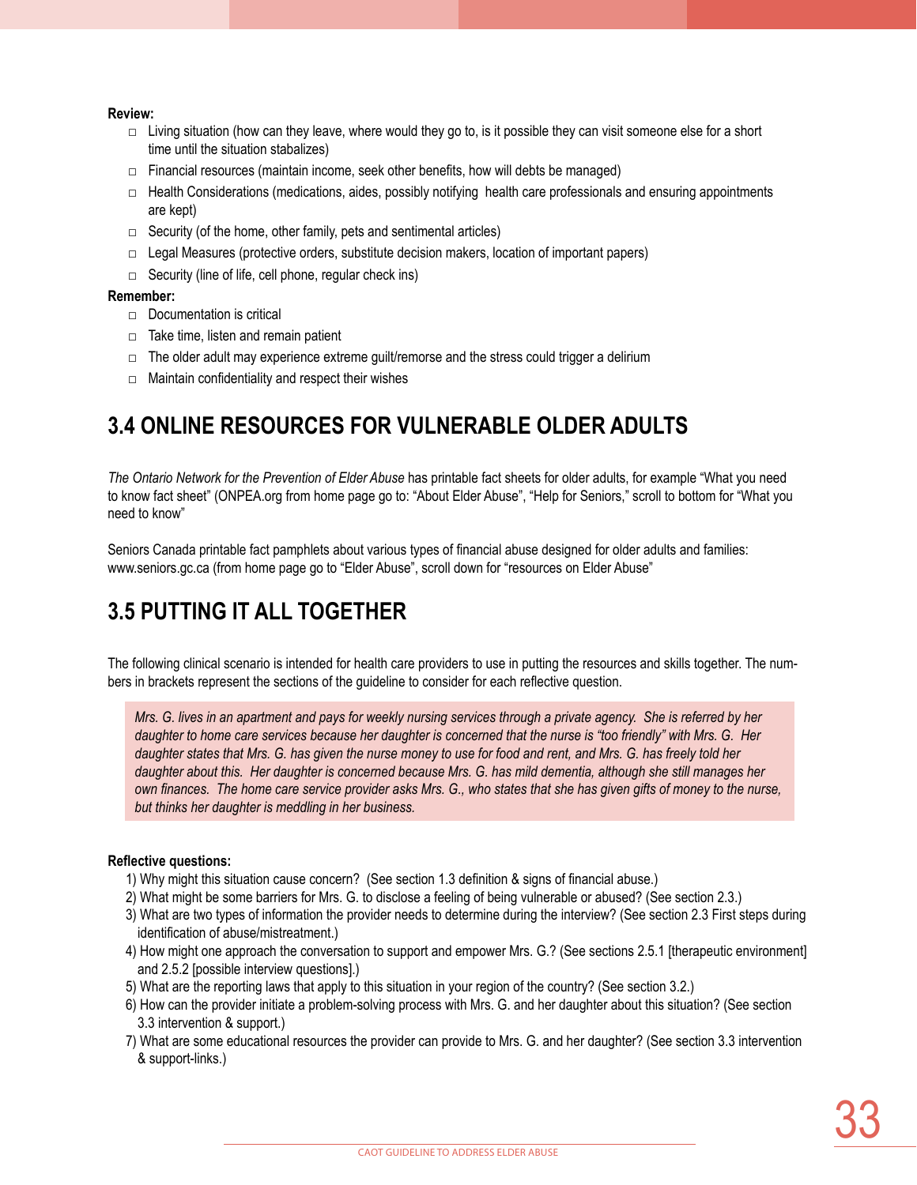**Review:**

- □ Living situation (how can they leave, where would they go to, is it possible they can visit someone else for a short time until the situation stabalizes)
- □ Financial resources (maintain income, seek other benefits, how will debts be managed)
- □ Health Considerations (medications, aides, possibly notifying health care professionals and ensuring appointments are kept)
- □ Security (of the home, other family, pets and sentimental articles)
- □ Legal Measures (protective orders, substitute decision makers, location of important papers)
- □ Security (line of life, cell phone, regular check ins)

**Remember:**

- □ Documentation is critical
- □ Take time, listen and remain patient
- □ The older adult may experience extreme guilt/remorse and the stress could trigger a delirium
- □ Maintain confidentiality and respect their wishes

## 3.4 ONLINE RESOURCES FOR VULNERABLE OLDER ADULTS

*The Ontario Network for the Prevention of Elder Abuse* has printable fact sheets for older adults, for example "What you need to know fact sheet" (ONPEA.org from home page go to: "About Elder Abuse", "Help for Seniors," scroll to bottom for "What you need to know"

Seniors Canada printable fact pamphlets about various types of financial abuse designed for older adults and families: www.seniors.gc.ca (from home page go to "Elder Abuse", scroll down for "resources on Elder Abuse"

## 3.5 PUTTING IT ALL TOGETHER

The following clinical scenario is intended for health care providers to use in putting the resources and skills together. The numbers in brackets represent the sections of the guideline to consider for each reflective question.

> *Mrs. G. lives in an apartment and pays for weekly nursing services through a private agency. She is referred by her daughter to home care services because her daughter is concerned that the nurse is "too friendly" with Mrs. G. Her daughter states that Mrs. G. has given the nurse money to use for food and rent, and Mrs. G. has freely told her daughter about this. Her daughter is concerned because Mrs. G. has mild dementia, although she still manages her own finances. The home care service provider asks Mrs. G., who states that she has given gifts of money to the nurse, but thinks her daughter is meddling in her business.*

**Reflective questions:**

1) Why might this situation cause concern? (See section 1.3 definition & signs of financial abuse.)
2) What might be some barriers for Mrs. G. to disclose a feeling of being vulnerable or abused? (See section 2.3.)
3) What are two types of information the provider needs to determine during the interview? (See section 2.3 First steps during identification of abuse/mistreatment.)
4) How might one approach the conversation to support and empower Mrs. G.? (See sections 2.5.1 [therapeutic environment] and 2.5.2 [possible interview questions].)
5) What are the reporting laws that apply to this situation in your region of the country? (See section 3.2.)
6) How can the provider initiate a problem-solving process with Mrs. G. and her daughter about this situation? (See section 3.3 intervention & support.)
7) What are some educational resources the provider can provide to Mrs. G. and her daughter? (See section 3.3 intervention & support-links.)